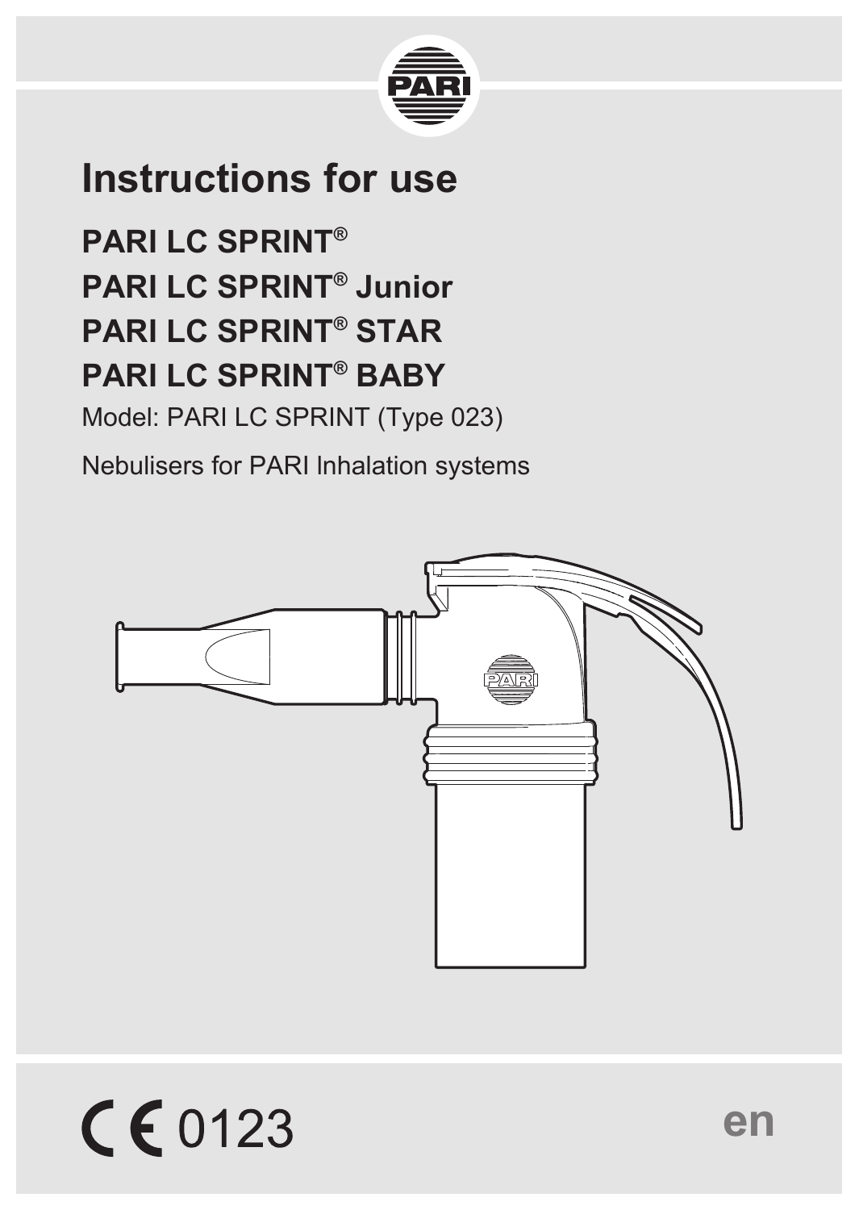# Instructions for use

## PARI LC SPRINT®
## PARI LC SPRINT® Junior
## PARI LC SPRINT® STAR
## PARI LC SPRINT® BABY

Model: PARI LC SPRINT (Type 023)

Nebulisers for PARI Inhalation systems

CE 0123

en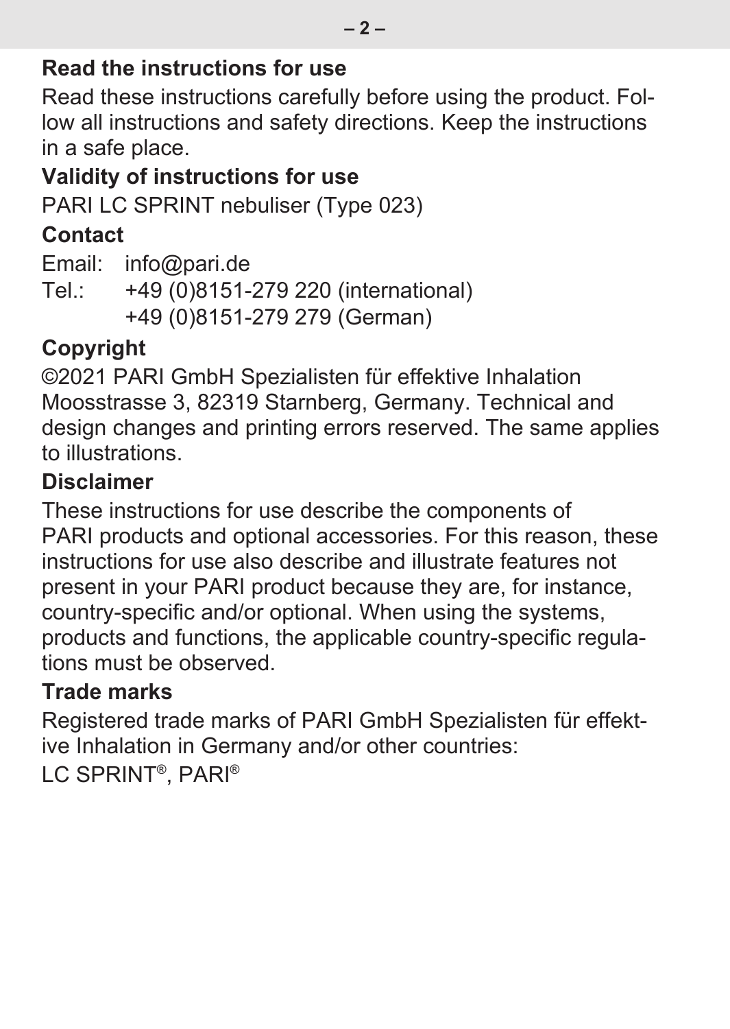## Read the instructions for use

Read these instructions carefully before using the product. Follow all instructions and safety directions. Keep the instructions in a safe place.

## Validity of instructions for use

PARI LC SPRINT nebuliser (Type 023)

## Contact

Email: info@pari.de
Tel.: +49 (0)8151-279 220 (international)
+49 (0)8151-279 279 (German)

## Copyright

©2021 PARI GmbH Spezialisten für effektive Inhalation Moosstrasse 3, 82319 Starnberg, Germany. Technical and design changes and printing errors reserved. The same applies to illustrations.

## Disclaimer

These instructions for use describe the components of PARI products and optional accessories. For this reason, these instructions for use also describe and illustrate features not present in your PARI product because they are, for instance, country-specific and/or optional. When using the systems, products and functions, the applicable country-specific regulations must be observed.

## Trade marks

Registered trade marks of PARI GmbH Spezialisten für effektive Inhalation in Germany and/or other countries:
LC SPRINT®, PARI®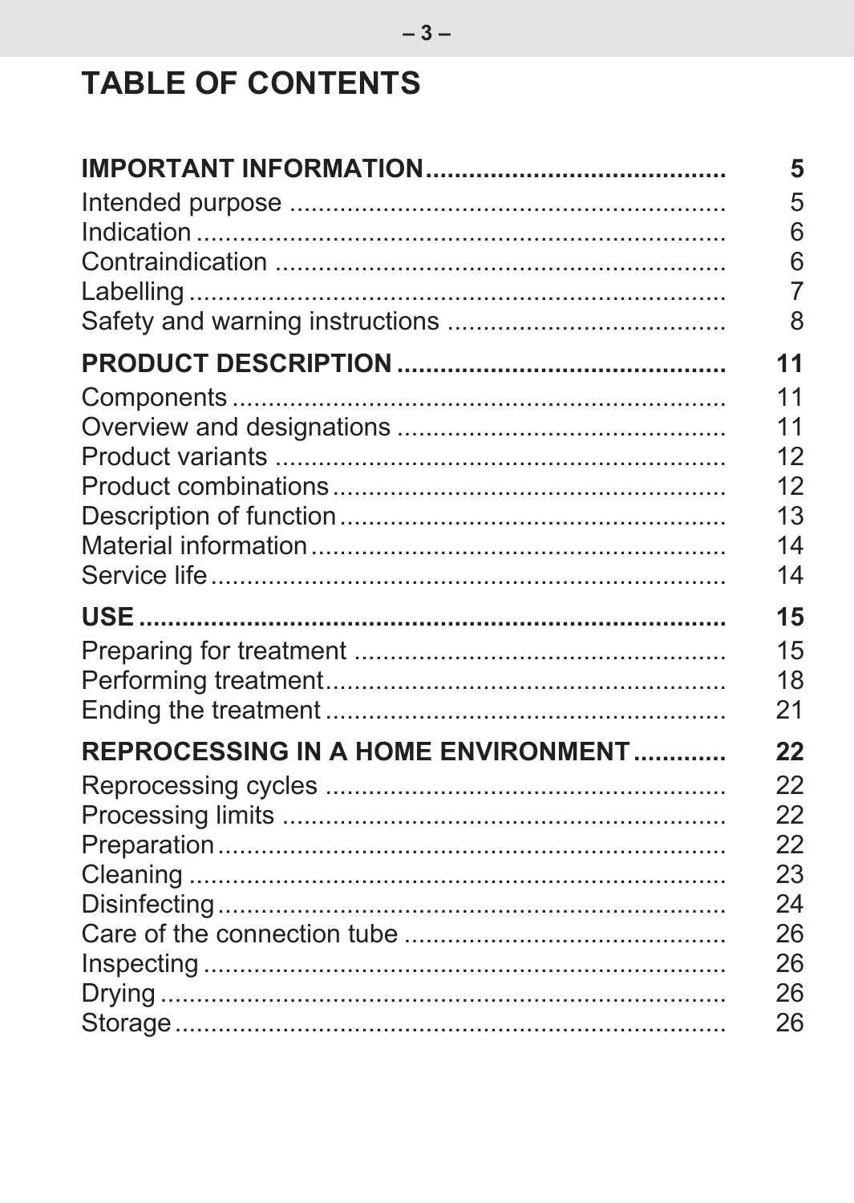# TABLE OF CONTENTS

| | |
|---|---|
| **IMPORTANT INFORMATION** | **5** |
| Intended purpose | 5 |
| Indication | 6 |
| Contraindication | 6 |
| Labelling | 7 |
| Safety and warning instructions | 8 |
| **PRODUCT DESCRIPTION** | **11** |
| Components | 11 |
| Overview and designations | 11 |
| Product variants | 12 |
| Product combinations | 12 |
| Description of function | 13 |
| Material information | 14 |
| Service life | 14 |
| **USE** | **15** |
| Preparing for treatment | 15 |
| Performing treatment | 18 |
| Ending the treatment | 21 |
| **REPROCESSING IN A HOME ENVIRONMENT** | **22** |
| Reprocessing cycles | 22 |
| Processing limits | 22 |
| Preparation | 22 |
| Cleaning | 23 |
| Disinfecting | 24 |
| Care of the connection tube | 26 |
| Inspecting | 26 |
| Drying | 26 |
| Storage | 26 |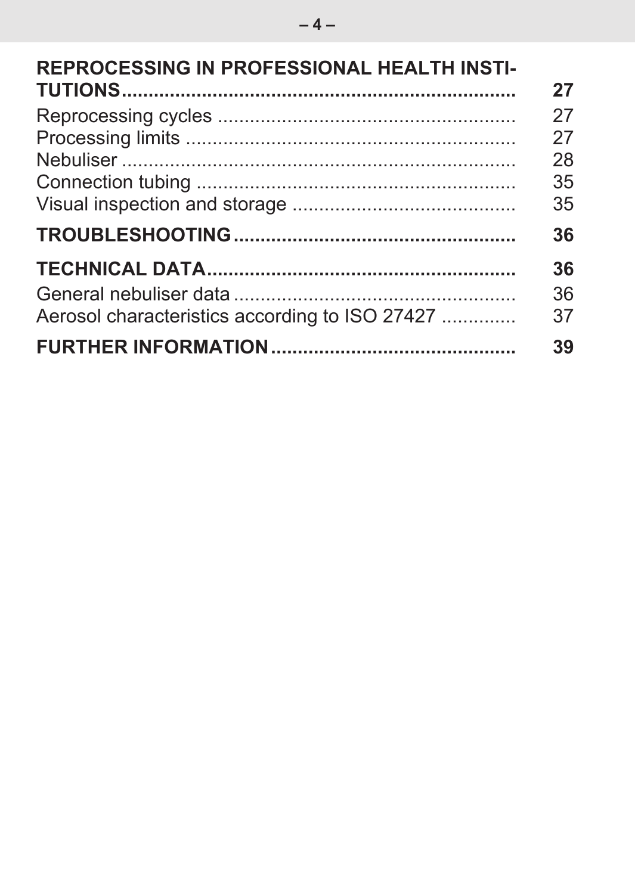| | |
|---|---|
| **REPROCESSING IN PROFESSIONAL HEALTH INSTITUTIONS** | **27** |
| Reprocessing cycles | 27 |
| Processing limits | 27 |
| Nebuliser | 28 |
| Connection tubing | 35 |
| Visual inspection and storage | 35 |
| **TROUBLESHOOTING** | **36** |
| **TECHNICAL DATA** | **36** |
| General nebuliser data | 36 |
| Aerosol characteristics according to ISO 27427 | 37 |
| **FURTHER INFORMATION** | **39** |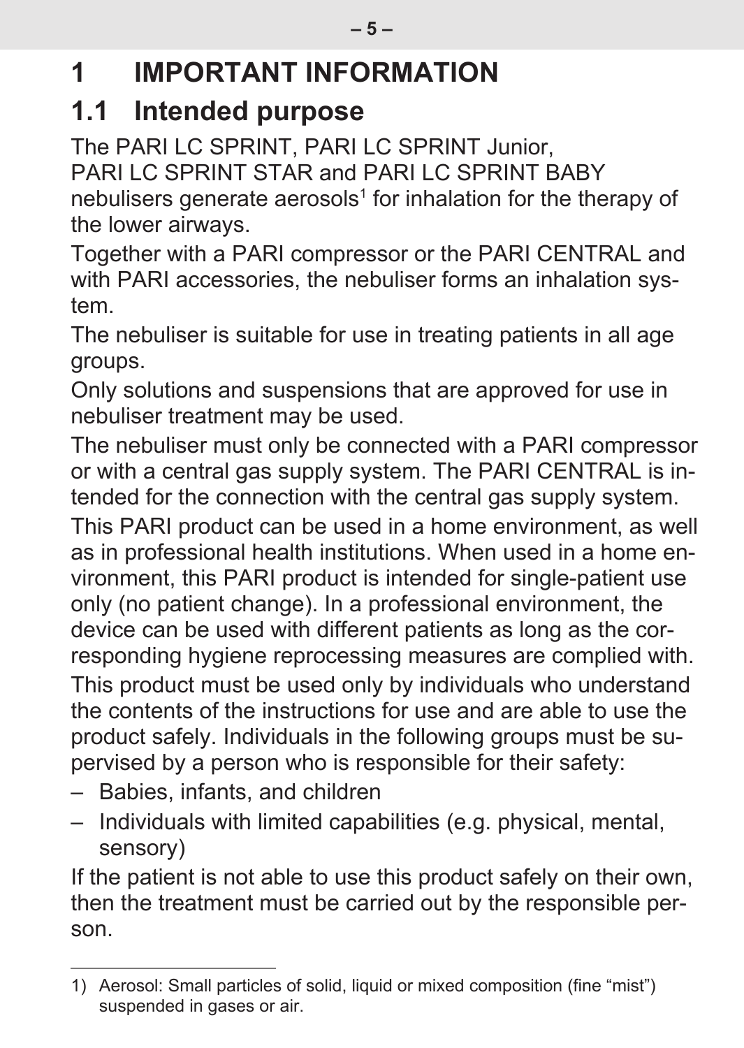# 1 IMPORTANT INFORMATION

## 1.1 Intended purpose

The PARI LC SPRINT, PARI LC SPRINT Junior, PARI LC SPRINT STAR and PARI LC SPRINT BABY nebulisers generate aerosols[1] for inhalation for the therapy of the lower airways.

Together with a PARI compressor or the PARI CENTRAL and with PARI accessories, the nebuliser forms an inhalation system.

The nebuliser is suitable for use in treating patients in all age groups.

Only solutions and suspensions that are approved for use in nebuliser treatment may be used.

The nebuliser must only be connected with a PARI compressor or with a central gas supply system. The PARI CENTRAL is intended for the connection with the central gas supply system.

This PARI product can be used in a home environment, as well as in professional health institutions. When used in a home environment, this PARI product is intended for single-patient use only (no patient change). In a professional environment, the device can be used with different patients as long as the corresponding hygiene reprocessing measures are complied with.

This product must be used only by individuals who understand the contents of the instructions for use and are able to use the product safely. Individuals in the following groups must be supervised by a person who is responsible for their safety:

- Babies, infants, and children
- Individuals with limited capabilities (e.g. physical, mental, sensory)

If the patient is not able to use this product safely on their own, then the treatment must be carried out by the responsible person.

---

1) Aerosol: Small particles of solid, liquid or mixed composition (fine “mist”) suspended in gases or air.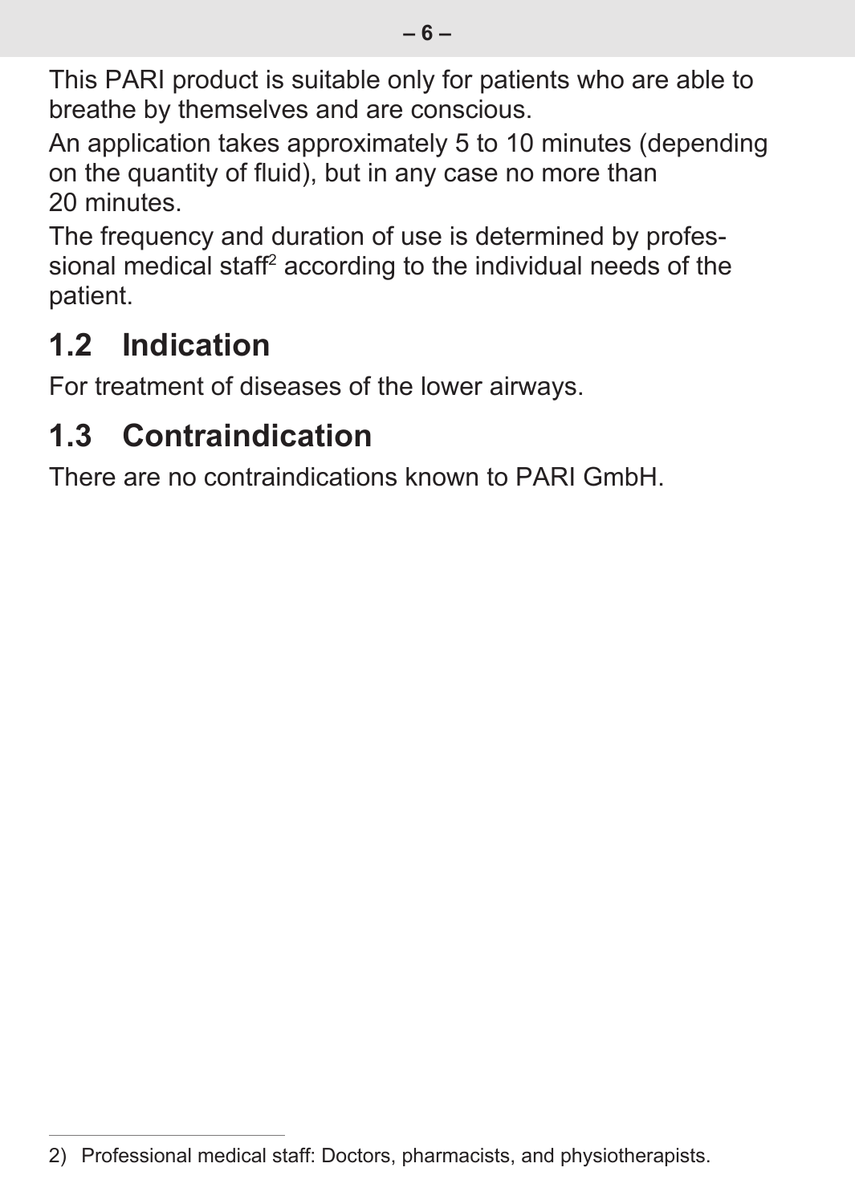This PARI product is suitable only for patients who are able to breathe by themselves and are conscious.

An application takes approximately 5 to 10 minutes (depending on the quantity of fluid), but in any case no more than 20 minutes.

The frequency and duration of use is determined by professional medical staff[2] according to the individual needs of the patient.

## 1.2 Indication

For treatment of diseases of the lower airways.

## 1.3 Contraindication

There are no contraindications known to PARI GmbH.

2) Professional medical staff: Doctors, pharmacists, and physiotherapists.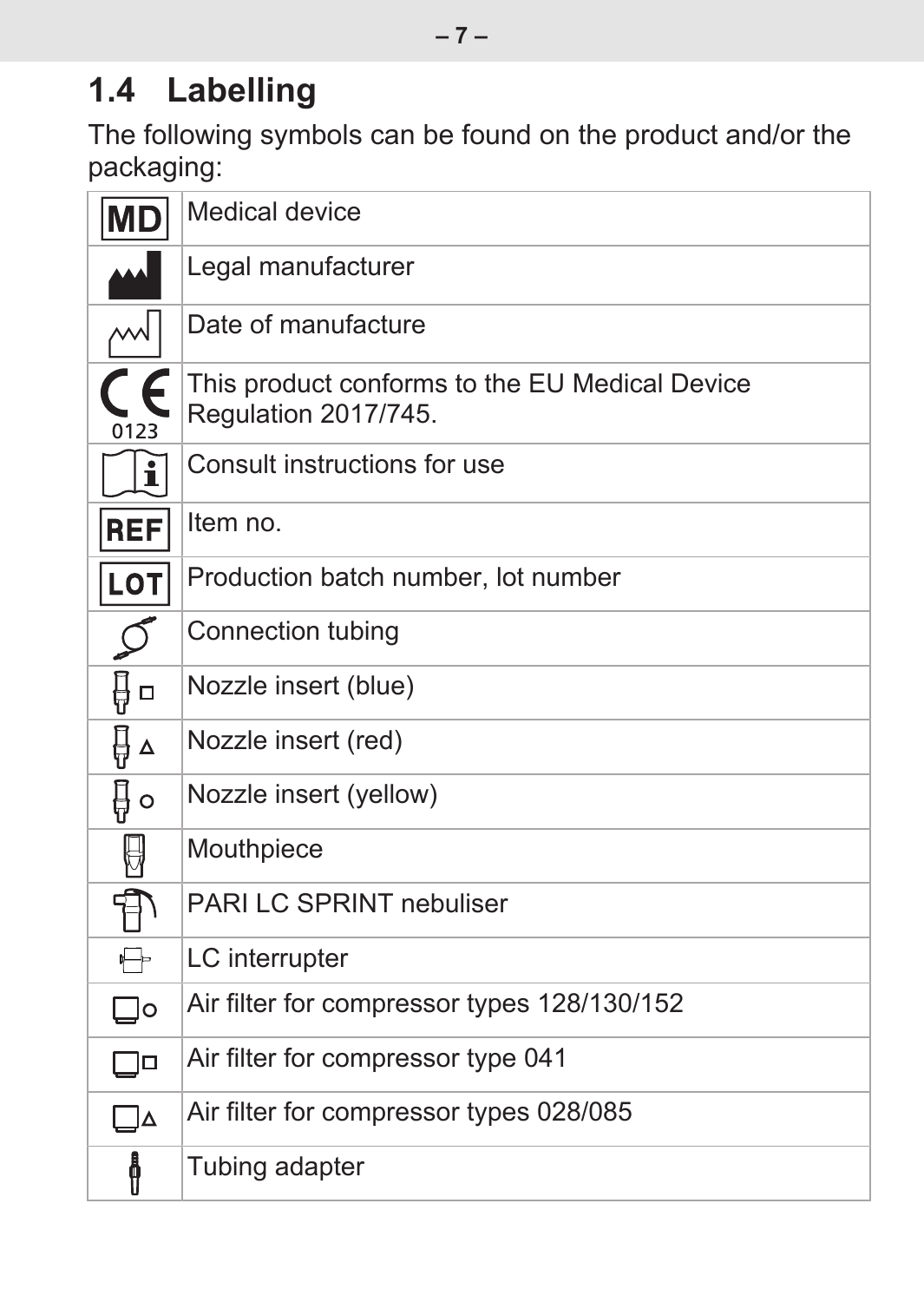## 1.4 Labelling

The following symbols can be found on the product and/or the packaging:

| Symbol | Meaning |
|---|---|
| MD | Medical device |
| | Legal manufacturer |
| | Date of manufacture |
| CE 0123 | This product conforms to the EU Medical Device Regulation 2017/745. |
| | Consult instructions for use |
| REF | Item no. |
| LOT | Production batch number, lot number |
| | Connection tubing |
| | Nozzle insert (blue) |
| | Nozzle insert (red) |
| | Nozzle insert (yellow) |
| | Mouthpiece |
| | PARI LC SPRINT nebuliser |
| | LC interrupter |
| | Air filter for compressor types 128/130/152 |
| | Air filter for compressor type 041 |
| | Air filter for compressor types 028/085 |
| | Tubing adapter |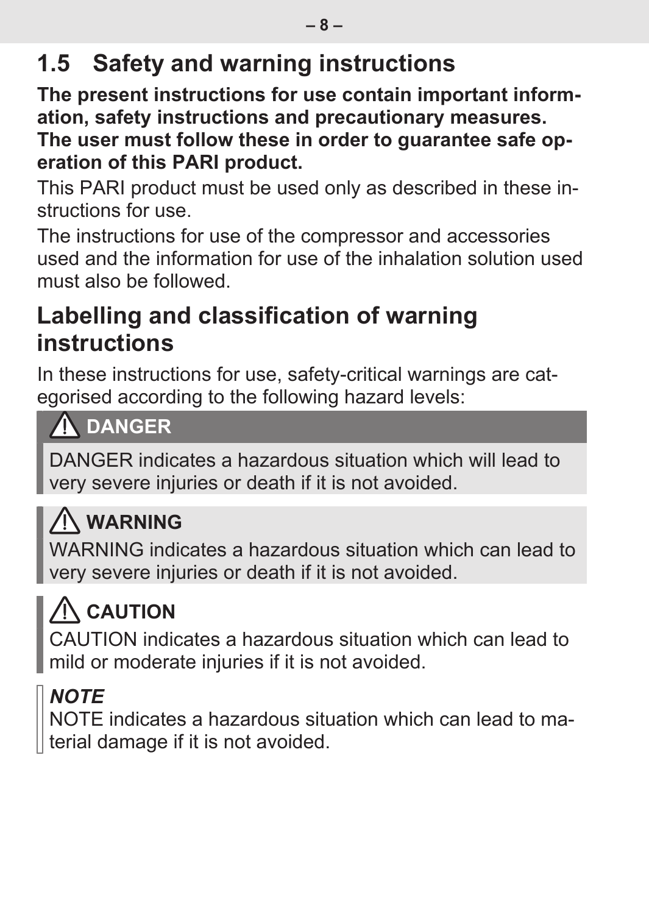## 1.5 Safety and warning instructions

**The present instructions for use contain important information, safety instructions and precautionary measures. The user must follow these in order to guarantee safe operation of this PARI product.**

This PARI product must be used only as described in these instructions for use.

The instructions for use of the compressor and accessories used and the information for use of the inhalation solution used must also be followed.

### Labelling and classification of warning instructions

In these instructions for use, safety-critical warnings are categorised according to the following hazard levels:

> ⚠ **DANGER**
>
> DANGER indicates a hazardous situation which will lead to very severe injuries or death if it is not avoided.

> ⚠ **WARNING**
>
> WARNING indicates a hazardous situation which can lead to very severe injuries or death if it is not avoided.

> ⚠ **CAUTION**
>
> CAUTION indicates a hazardous situation which can lead to mild or moderate injuries if it is not avoided.

> ***NOTE***
>
> NOTE indicates a hazardous situation which can lead to material damage if it is not avoided.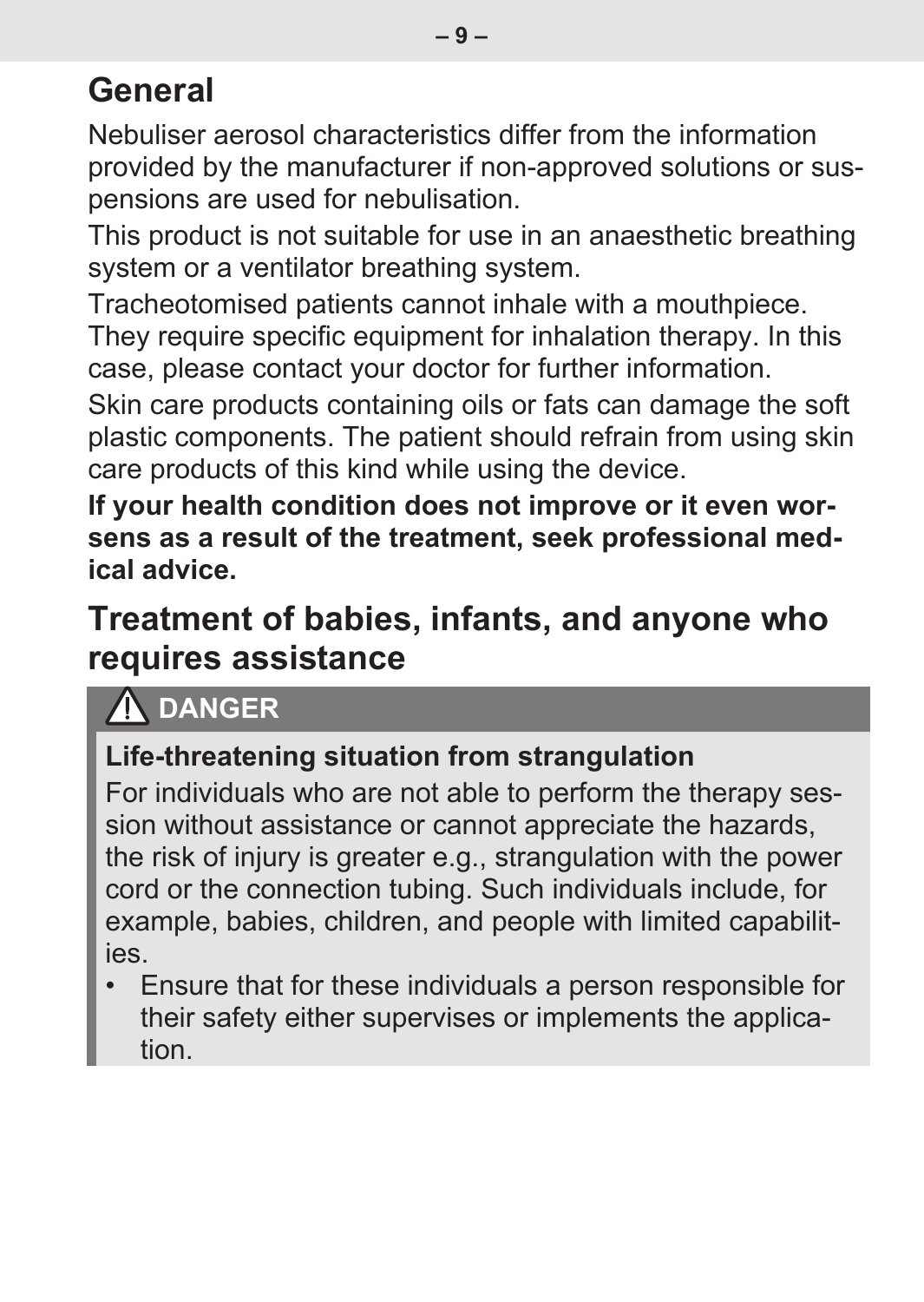## General

Nebuliser aerosol characteristics differ from the information provided by the manufacturer if non-approved solutions or suspensions are used for nebulisation.

This product is not suitable for use in an anaesthetic breathing system or a ventilator breathing system.

Tracheotomised patients cannot inhale with a mouthpiece. They require specific equipment for inhalation therapy. In this case, please contact your doctor for further information.

Skin care products containing oils or fats can damage the soft plastic components. The patient should refrain from using skin care products of this kind while using the device.

**If your health condition does not improve or it even worsens as a result of the treatment, seek professional medical advice.**

## Treatment of babies, infants, and anyone who requires assistance

**⚠ DANGER**

**Life-threatening situation from strangulation**

For individuals who are not able to perform the therapy session without assistance or cannot appreciate the hazards, the risk of injury is greater e.g., strangulation with the power cord or the connection tubing. Such individuals include, for example, babies, children, and people with limited capabilities.

- Ensure that for these individuals a person responsible for their safety either supervises or implements the application.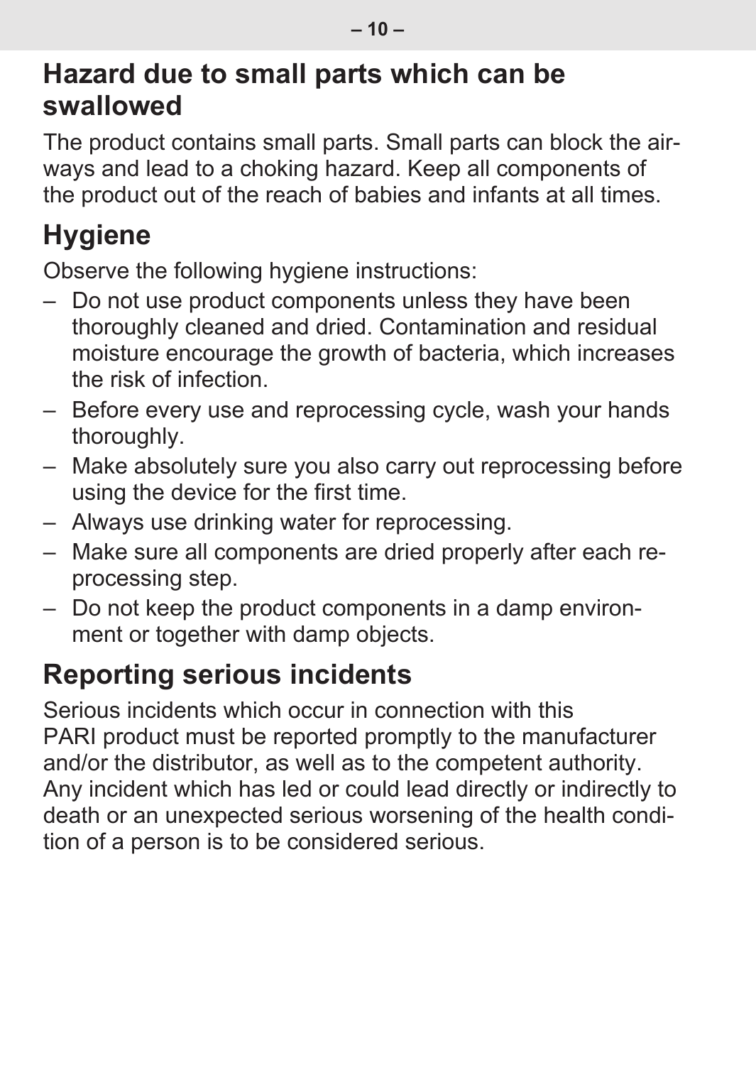## Hazard due to small parts which can be swallowed

The product contains small parts. Small parts can block the airways and lead to a choking hazard. Keep all components of the product out of the reach of babies and infants at all times.

## Hygiene

Observe the following hygiene instructions:

- Do not use product components unless they have been thoroughly cleaned and dried. Contamination and residual moisture encourage the growth of bacteria, which increases the risk of infection.
- Before every use and reprocessing cycle, wash your hands thoroughly.
- Make absolutely sure you also carry out reprocessing before using the device for the first time.
- Always use drinking water for reprocessing.
- Make sure all components are dried properly after each reprocessing step.
- Do not keep the product components in a damp environment or together with damp objects.

## Reporting serious incidents

Serious incidents which occur in connection with this PARI product must be reported promptly to the manufacturer and/or the distributor, as well as to the competent authority. Any incident which has led or could lead directly or indirectly to death or an unexpected serious worsening of the health condition of a person is to be considered serious.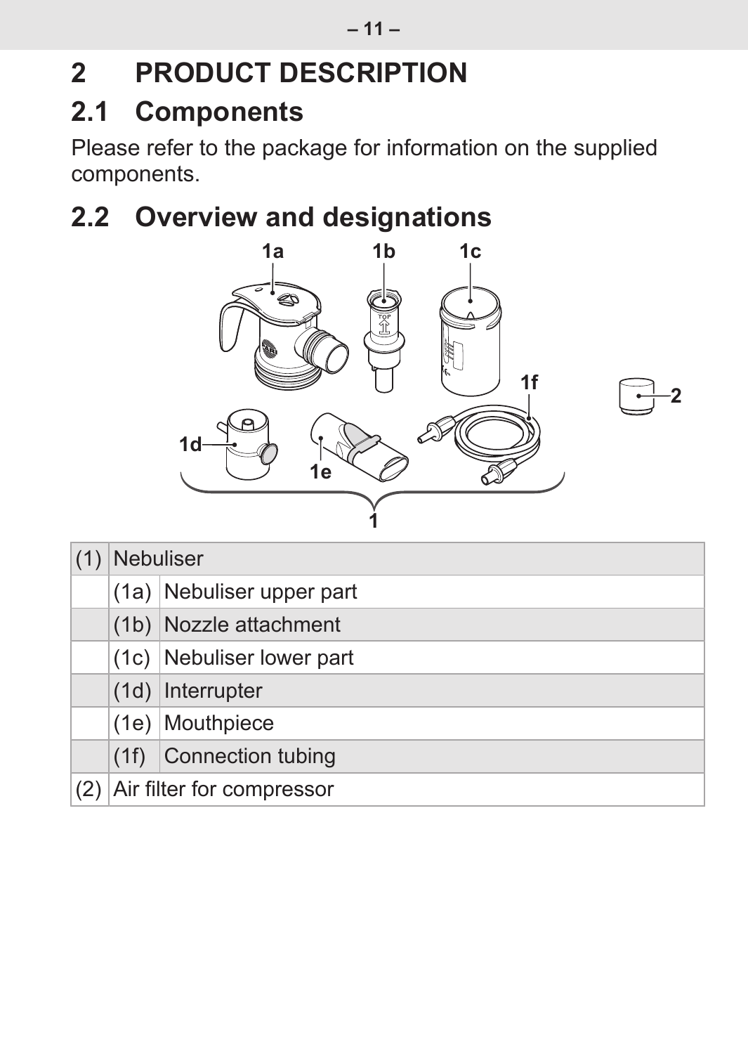# 2 PRODUCT DESCRIPTION

## 2.1 Components

Please refer to the package for information on the supplied components.

## 2.2 Overview and designations

| (1) | Nebuliser | |
|---|---|---|
| | (1a) | Nebuliser upper part |
| | (1b) | Nozzle attachment |
| | (1c) | Nebuliser lower part |
| | (1d) | Interrupter |
| | (1e) | Mouthpiece |
| | (1f) | Connection tubing |
| (2) | Air filter for compressor | |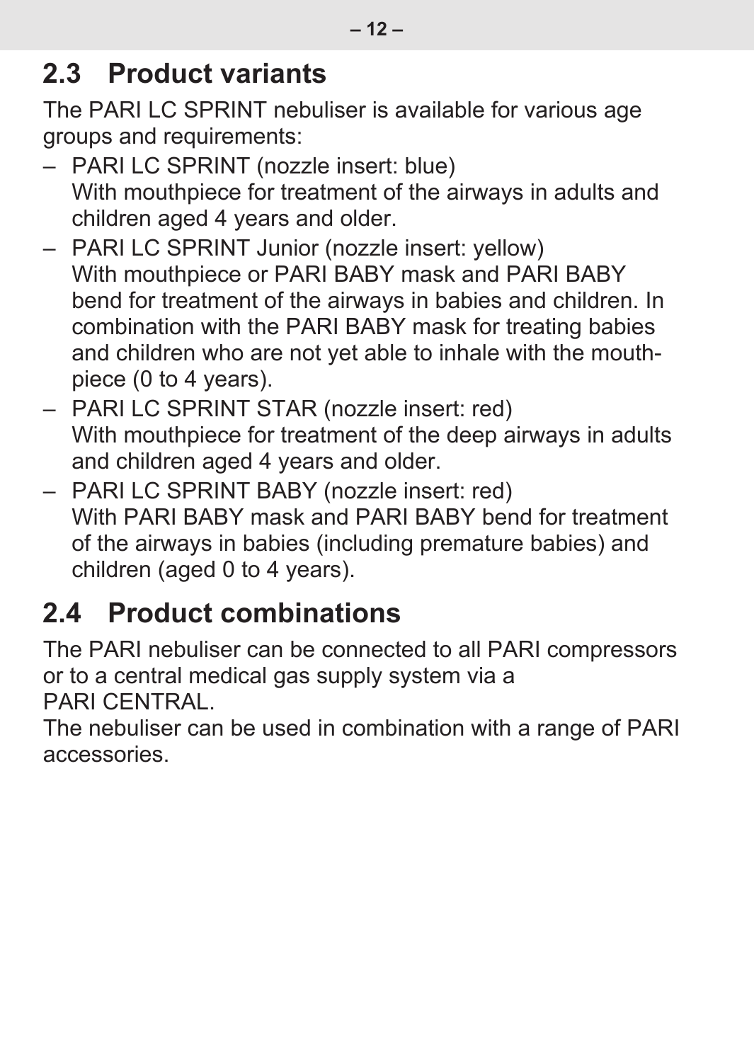## 2.3 Product variants

The PARI LC SPRINT nebuliser is available for various age groups and requirements:

- PARI LC SPRINT (nozzle insert: blue)
  With mouthpiece for treatment of the airways in adults and children aged 4 years and older.
- PARI LC SPRINT Junior (nozzle insert: yellow)
  With mouthpiece or PARI BABY mask and PARI BABY bend for treatment of the airways in babies and children. In combination with the PARI BABY mask for treating babies and children who are not yet able to inhale with the mouthpiece (0 to 4 years).
- PARI LC SPRINT STAR (nozzle insert: red)
  With mouthpiece for treatment of the deep airways in adults and children aged 4 years and older.
- PARI LC SPRINT BABY (nozzle insert: red)
  With PARI BABY mask and PARI BABY bend for treatment of the airways in babies (including premature babies) and children (aged 0 to 4 years).

## 2.4 Product combinations

The PARI nebuliser can be connected to all PARI compressors or to a central medical gas supply system via a PARI CENTRAL.

The nebuliser can be used in combination with a range of PARI accessories.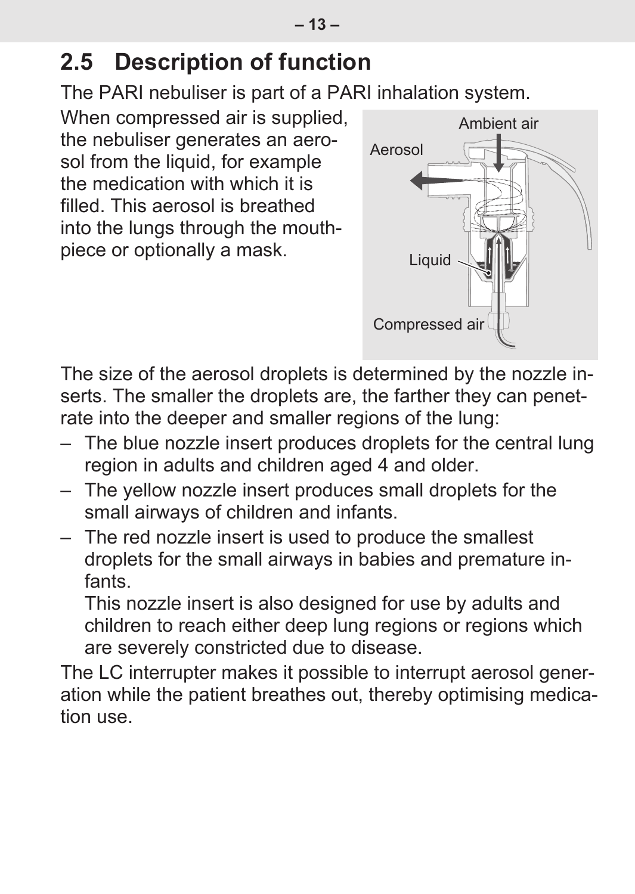## 2.5 Description of function

The PARI nebuliser is part of a PARI inhalation system.

When compressed air is supplied, the nebuliser generates an aerosol from the liquid, for example the medication with which it is filled. This aerosol is breathed into the lungs through the mouthpiece or optionally a mask.

The size of the aerosol droplets is determined by the nozzle inserts. The smaller the droplets are, the farther they can penetrate into the deeper and smaller regions of the lung:

– The blue nozzle insert produces droplets for the central lung region in adults and children aged 4 and older.
– The yellow nozzle insert produces small droplets for the small airways of children and infants.
– The red nozzle insert is used to produce the smallest droplets for the small airways in babies and premature infants.
  This nozzle insert is also designed for use by adults and children to reach either deep lung regions or regions which are severely constricted due to disease.

The LC interrupter makes it possible to interrupt aerosol generation while the patient breathes out, thereby optimising medication use.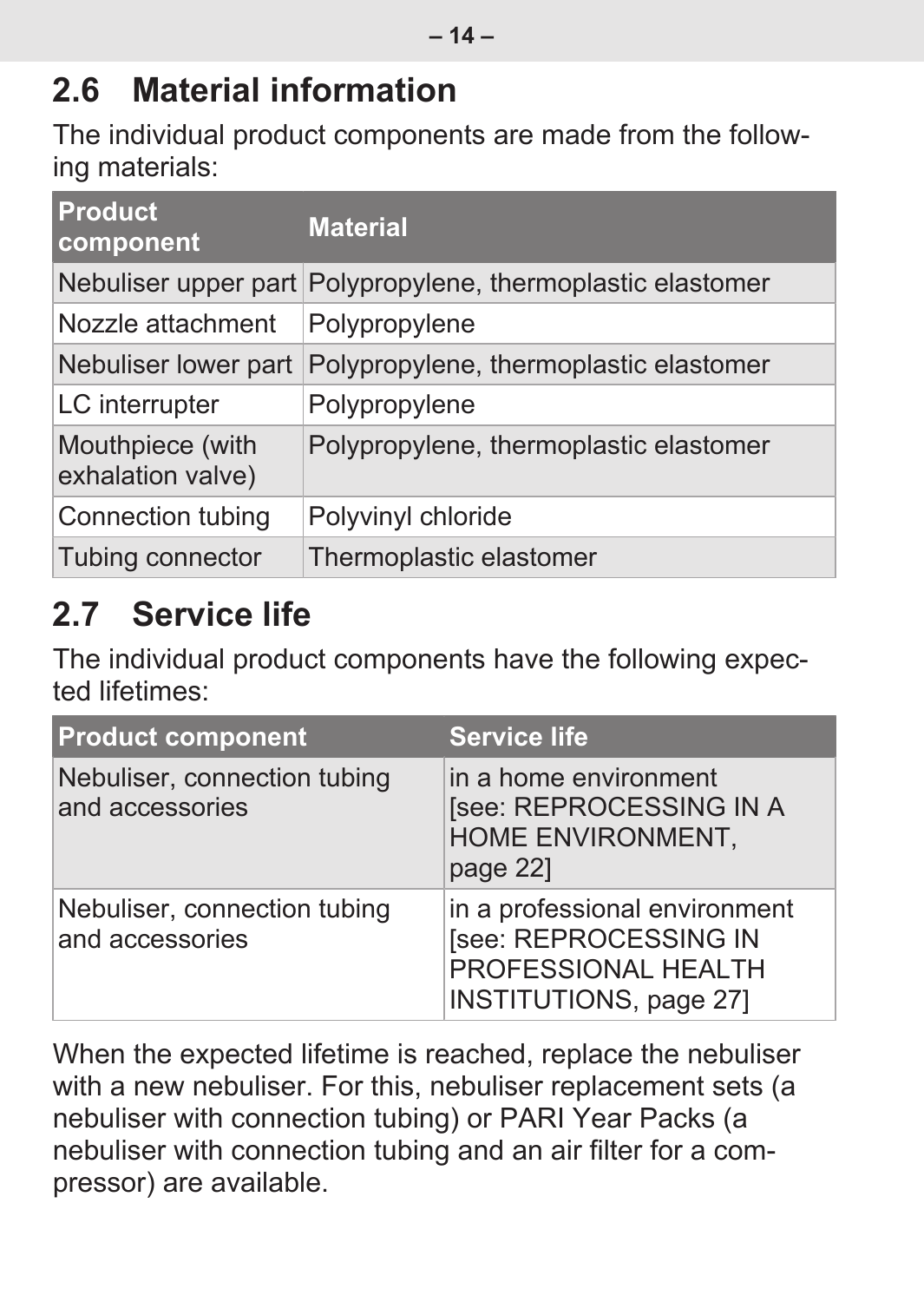## 2.6 Material information

The individual product components are made from the following materials:

| Product component | Material |
|---|---|
| Nebuliser upper part | Polypropylene, thermoplastic elastomer |
| Nozzle attachment | Polypropylene |
| Nebuliser lower part | Polypropylene, thermoplastic elastomer |
| LC interrupter | Polypropylene |
| Mouthpiece (with exhalation valve) | Polypropylene, thermoplastic elastomer |
| Connection tubing | Polyvinyl chloride |
| Tubing connector | Thermoplastic elastomer |

## 2.7 Service life

The individual product components have the following expected lifetimes:

| Product component | Service life |
|---|---|
| Nebuliser, connection tubing and accessories | in a home environment [see: REPROCESSING IN A HOME ENVIRONMENT, page 22] |
| Nebuliser, connection tubing and accessories | in a professional environment [see: REPROCESSING IN PROFESSIONAL HEALTH INSTITUTIONS, page 27] |

When the expected lifetime is reached, replace the nebuliser with a new nebuliser. For this, nebuliser replacement sets (a nebuliser with connection tubing) or PARI Year Packs (a nebuliser with connection tubing and an air filter for a compressor) are available.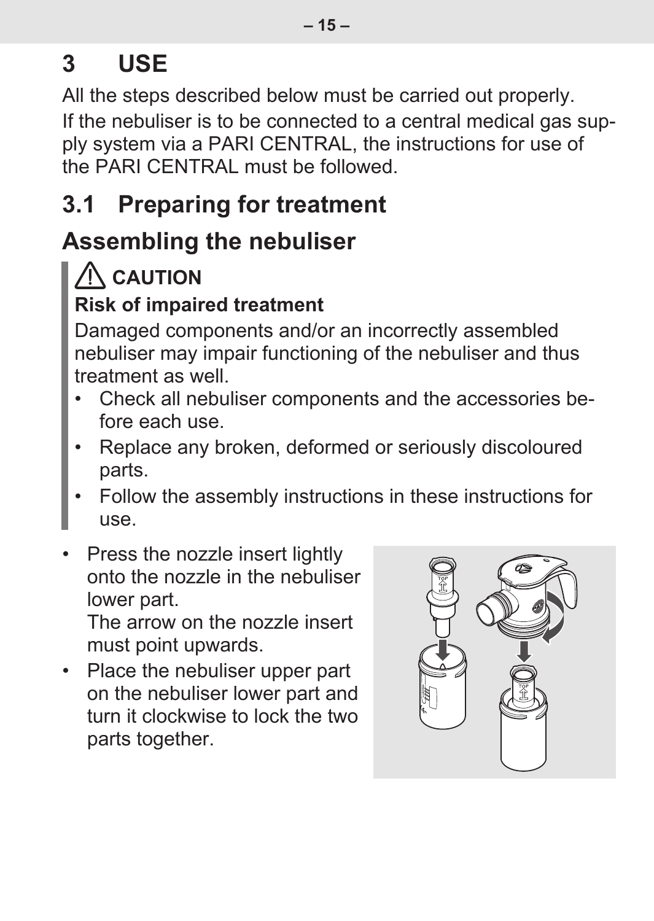# 3 USE

All the steps described below must be carried out properly.

If the nebuliser is to be connected to a central medical gas supply system via a PARI CENTRAL, the instructions for use of the PARI CENTRAL must be followed.

## 3.1 Preparing for treatment

### Assembling the nebuliser

**⚠ CAUTION**

**Risk of impaired treatment**

Damaged components and/or an incorrectly assembled nebuliser may impair functioning of the nebuliser and thus treatment as well.

- Check all nebuliser components and the accessories before each use.
- Replace any broken, deformed or seriously discoloured parts.
- Follow the assembly instructions in these instructions for use.

- Press the nozzle insert lightly onto the nozzle in the nebuliser lower part.
  The arrow on the nozzle insert must point upwards.
- Place the nebuliser upper part on the nebuliser lower part and turn it clockwise to lock the two parts together.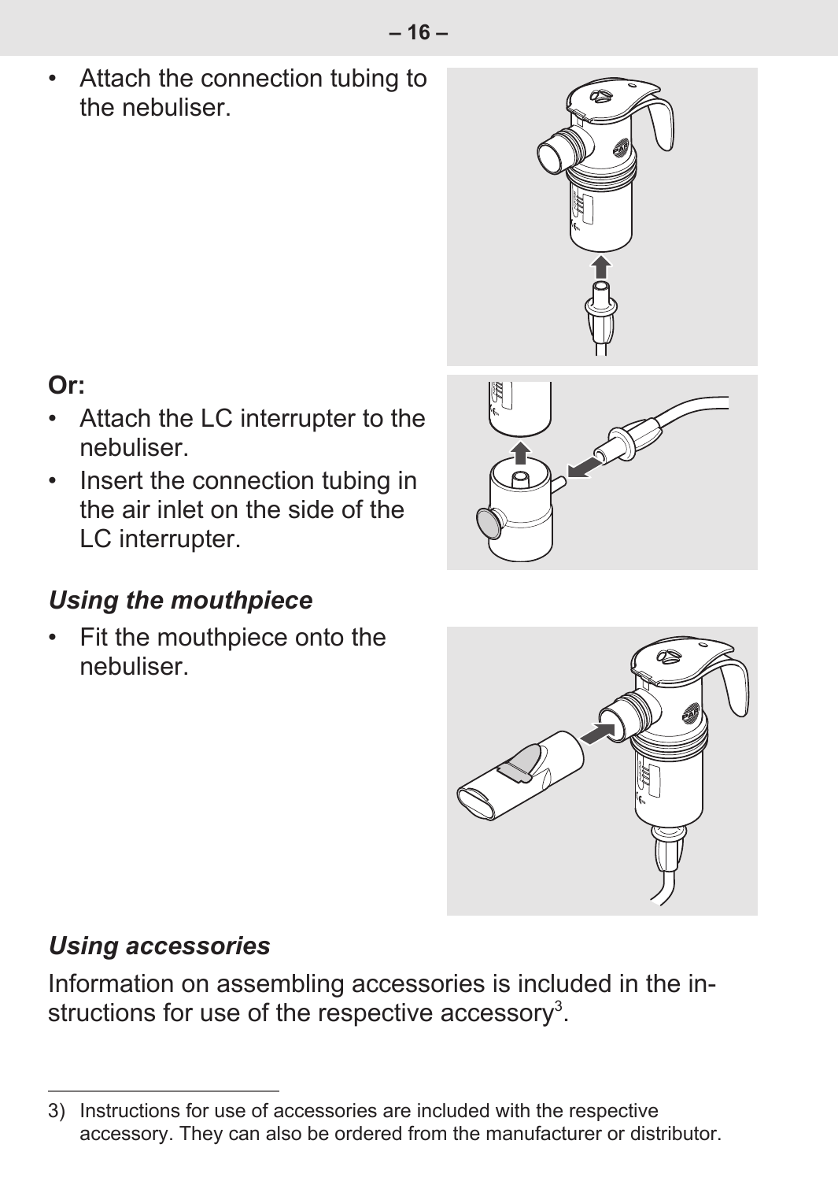- Attach the connection tubing to the nebuliser.

**Or:**

- Attach the LC interrupter to the nebuliser.
- Insert the connection tubing in the air inlet on the side of the LC interrupter.

### *Using the mouthpiece*

- Fit the mouthpiece onto the nebuliser.

### *Using accessories*

Information on assembling accessories is included in the instructions for use of the respective accessory[3].

---

3) Instructions for use of accessories are included with the respective accessory. They can also be ordered from the manufacturer or distributor.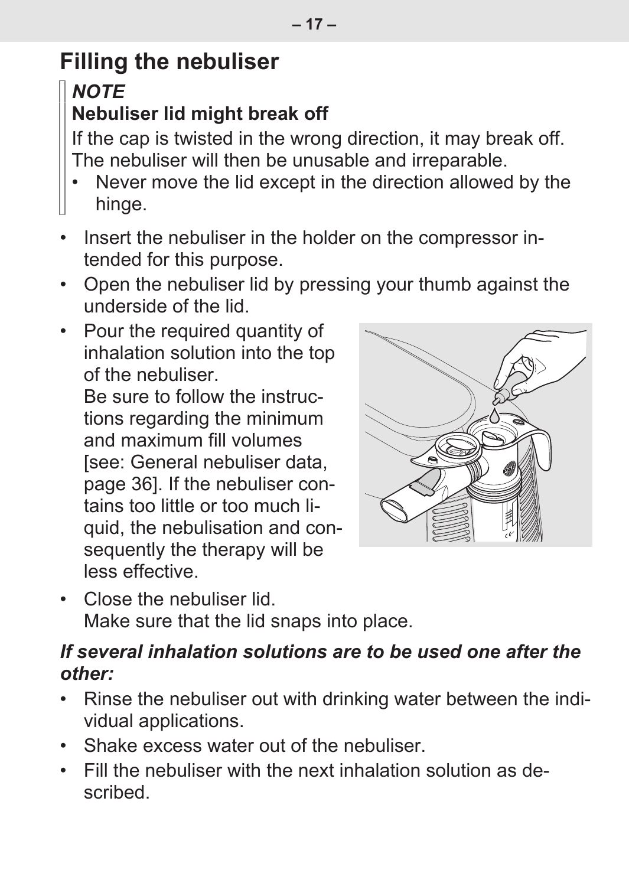# Filling the nebuliser

> ***NOTE***
>
> **Nebuliser lid might break off**
>
> If the cap is twisted in the wrong direction, it may break off. The nebuliser will then be unusable and irreparable.
>
> - Never move the lid except in the direction allowed by the hinge.

- Insert the nebuliser in the holder on the compressor intended for this purpose.
- Open the nebuliser lid by pressing your thumb against the underside of the lid.
- Pour the required quantity of inhalation solution into the top of the nebuliser.
  Be sure to follow the instructions regarding the minimum and maximum fill volumes [see: General nebuliser data, page 36]. If the nebuliser contains too little or too much liquid, the nebulisation and consequently the therapy will be less effective.
- Close the nebuliser lid.
  Make sure that the lid snaps into place.

***If several inhalation solutions are to be used one after the other:***

- Rinse the nebuliser out with drinking water between the individual applications.
- Shake excess water out of the nebuliser.
- Fill the nebuliser with the next inhalation solution as described.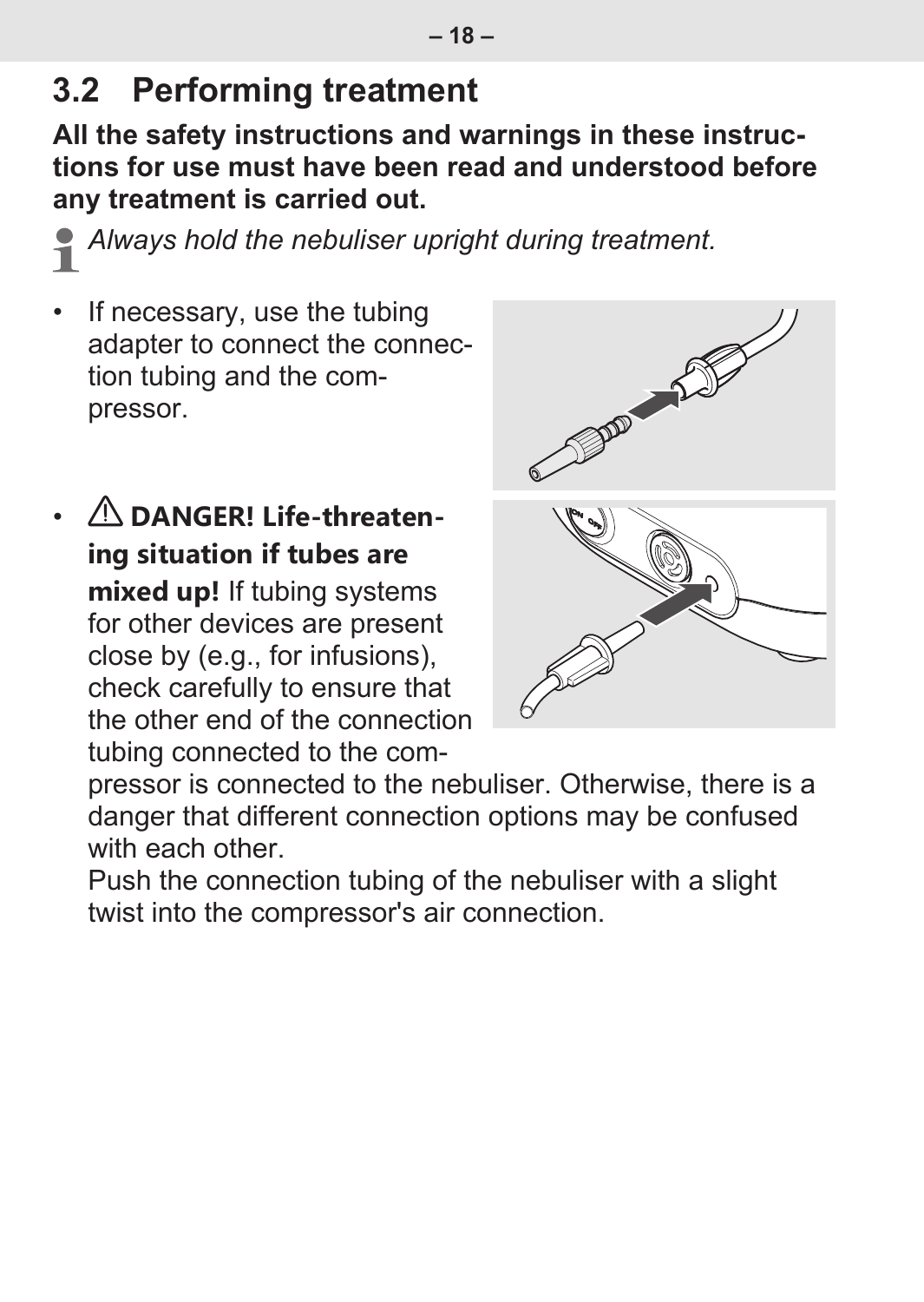## 3.2 Performing treatment

**All the safety instructions and warnings in these instructions for use must have been read and understood before any treatment is carried out.**

*Always hold the nebuliser upright during treatment.*

- If necessary, use the tubing adapter to connect the connection tubing and the compressor.
- ⚠ **DANGER! Life-threatening situation if tubes are mixed up!** If tubing systems for other devices are present close by (e.g., for infusions), check carefully to ensure that the other end of the connection tubing connected to the compressor is connected to the nebuliser. Otherwise, there is a danger that different connection options may be confused with each other.
  Push the connection tubing of the nebuliser with a slight twist into the compressor's air connection.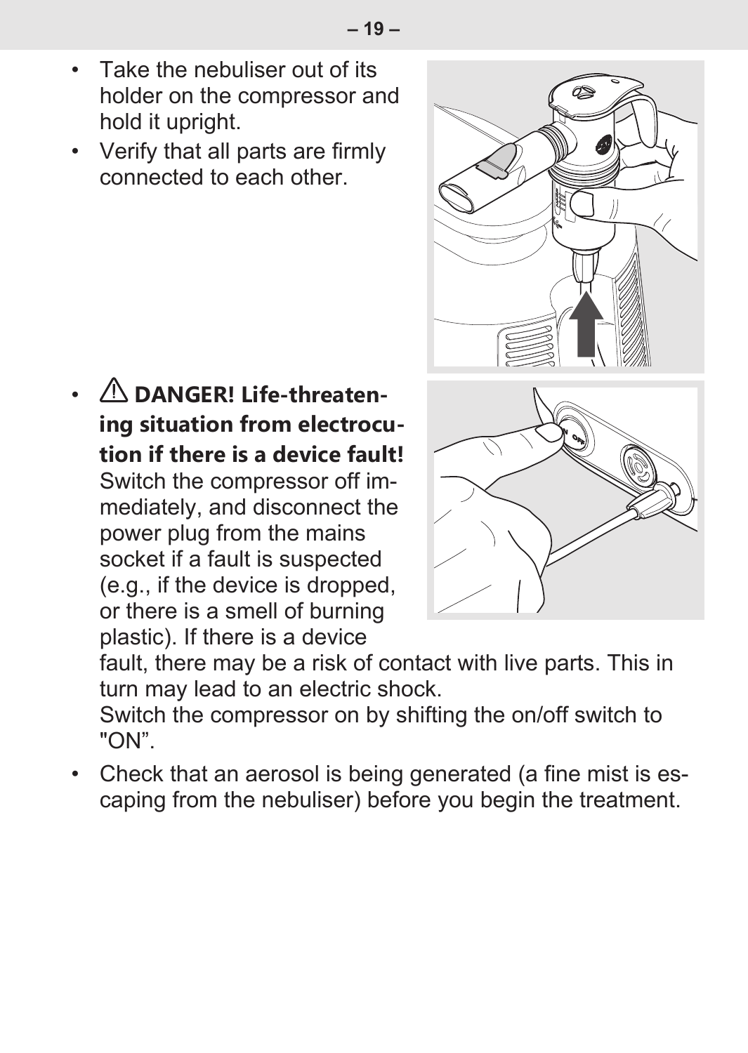- Take the nebuliser out of its holder on the compressor and hold it upright.
- Verify that all parts are firmly connected to each other.

- ⚠ **DANGER! Life-threatening situation from electrocution if there is a device fault!** Switch the compressor off immediately, and disconnect the power plug from the mains socket if a fault is suspected (e.g., if the device is dropped, or there is a smell of burning plastic). If there is a device fault, there may be a risk of contact with live parts. This in turn may lead to an electric shock.
  Switch the compressor on by shifting the on/off switch to "ON".
- Check that an aerosol is being generated (a fine mist is escaping from the nebuliser) before you begin the treatment.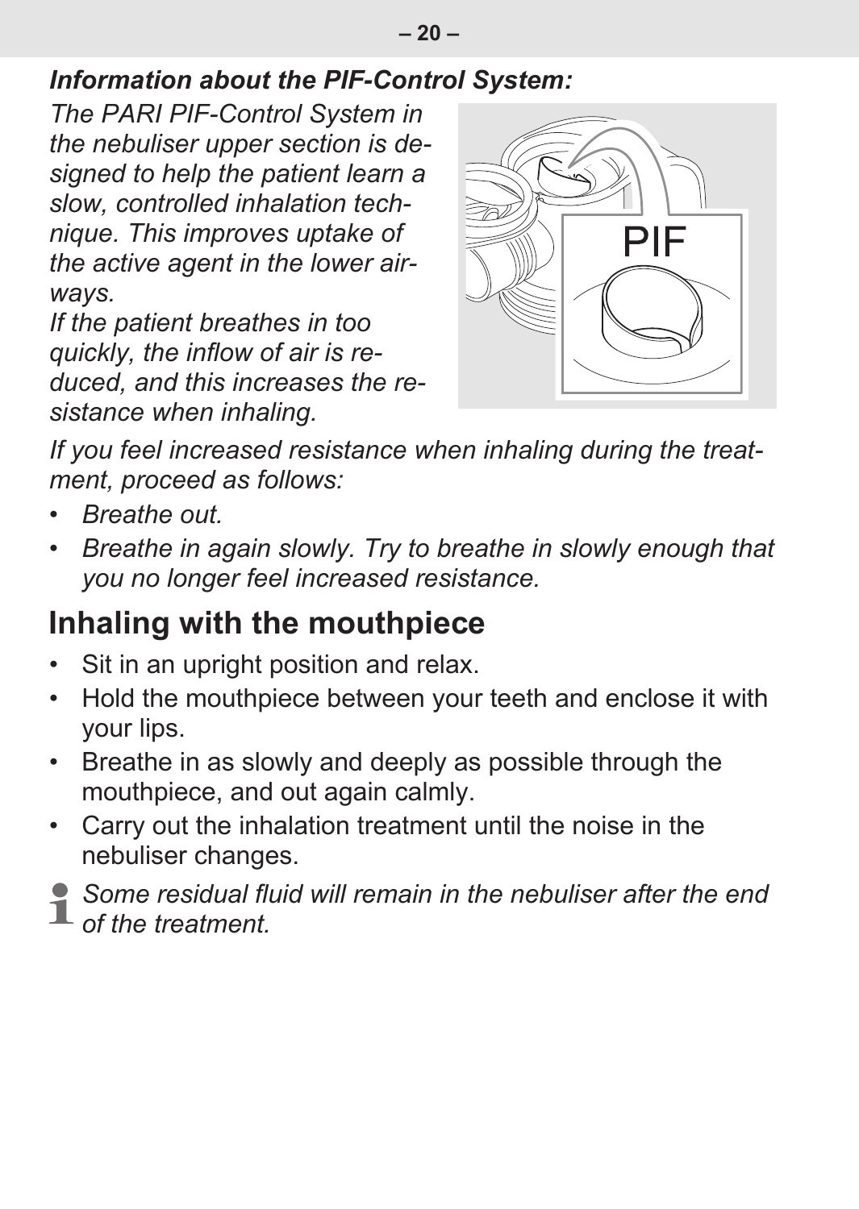*Information about the PIF-Control System:*

*The PARI PIF-Control System in the nebuliser upper section is designed to help the patient learn a slow, controlled inhalation technique. This improves uptake of the active agent in the lower airways.*

*If the patient breathes in too quickly, the inflow of air is reduced, and this increases the resistance when inhaling.*

*If you feel increased resistance when inhaling during the treatment, proceed as follows:*

- *Breathe out.*
- *Breathe in again slowly. Try to breathe in slowly enough that you no longer feel increased resistance.*

## Inhaling with the mouthpiece

- Sit in an upright position and relax.
- Hold the mouthpiece between your teeth and enclose it with your lips.
- Breathe in as slowly and deeply as possible through the mouthpiece, and out again calmly.
- Carry out the inhalation treatment until the noise in the nebuliser changes.

*Some residual fluid will remain in the nebuliser after the end of the treatment.*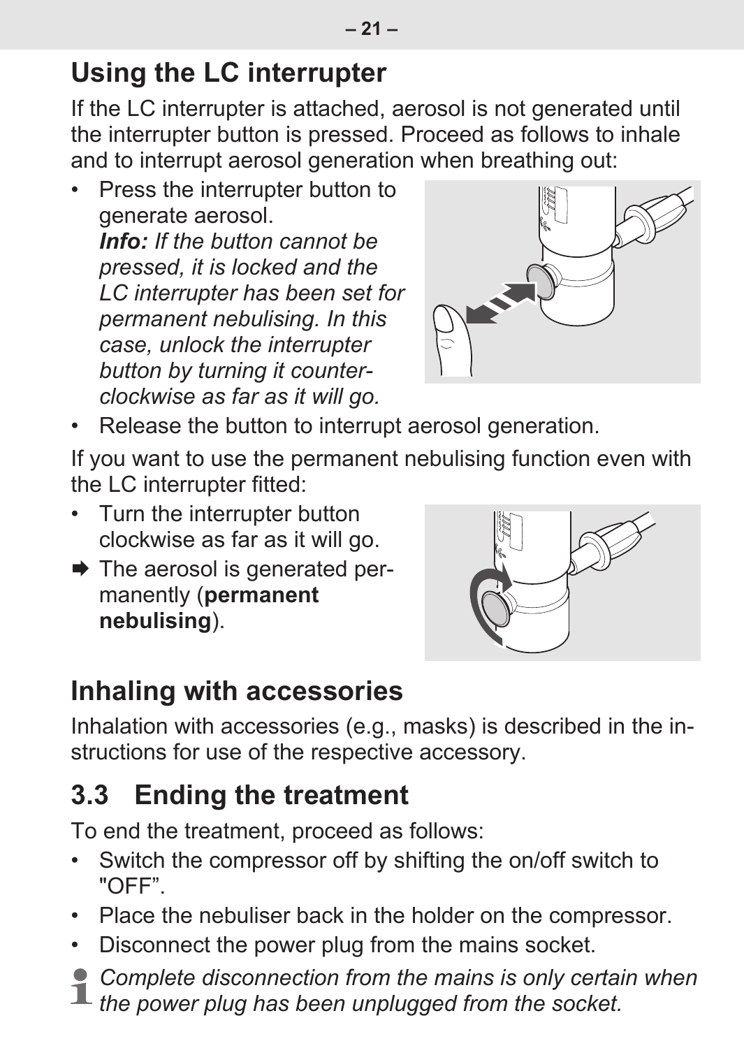## Using the LC interrupter

If the LC interrupter is attached, aerosol is not generated until the interrupter button is pressed. Proceed as follows to inhale and to interrupt aerosol generation when breathing out:

- Press the interrupter button to generate aerosol.
  ***Info:*** *If the button cannot be pressed, it is locked and the LC interrupter has been set for permanent nebulising. In this case, unlock the interrupter button by turning it counter-clockwise as far as it will go.*
- Release the button to interrupt aerosol generation.

If you want to use the permanent nebulising function even with the LC interrupter fitted:

- Turn the interrupter button clockwise as far as it will go.

➡ The aerosol is generated permanently (**permanent nebulising**).

## Inhaling with accessories

Inhalation with accessories (e.g., masks) is described in the instructions for use of the respective accessory.

## 3.3 Ending the treatment

To end the treatment, proceed as follows:

- Switch the compressor off by shifting the on/off switch to "OFF".
- Place the nebuliser back in the holder on the compressor.
- Disconnect the power plug from the mains socket.

*Complete disconnection from the mains is only certain when the power plug has been unplugged from the socket.*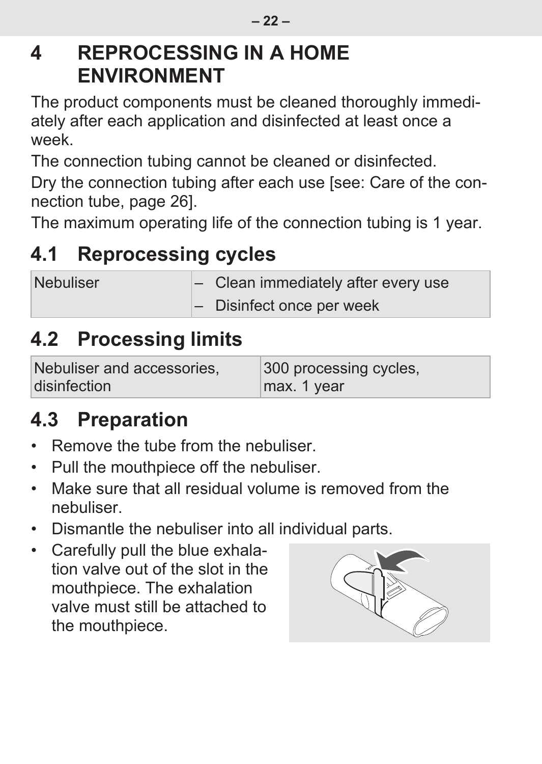# 4 REPROCESSING IN A HOME ENVIRONMENT

The product components must be cleaned thoroughly immediately after each application and disinfected at least once a week.

The connection tubing cannot be cleaned or disinfected.

Dry the connection tubing after each use [see: Care of the connection tube, page 26].

The maximum operating life of the connection tubing is 1 year.

## 4.1 Reprocessing cycles

| Nebuliser | – Clean immediately after every use<br>– Disinfect once per week |
|---|---|

## 4.2 Processing limits

| Nebuliser and accessories, disinfection | 300 processing cycles, max. 1 year |
|---|---|

## 4.3 Preparation

- Remove the tube from the nebuliser.
- Pull the mouthpiece off the nebuliser.
- Make sure that all residual volume is removed from the nebuliser.
- Dismantle the nebuliser into all individual parts.
- Carefully pull the blue exhalation valve out of the slot in the mouthpiece. The exhalation valve must still be attached to the mouthpiece.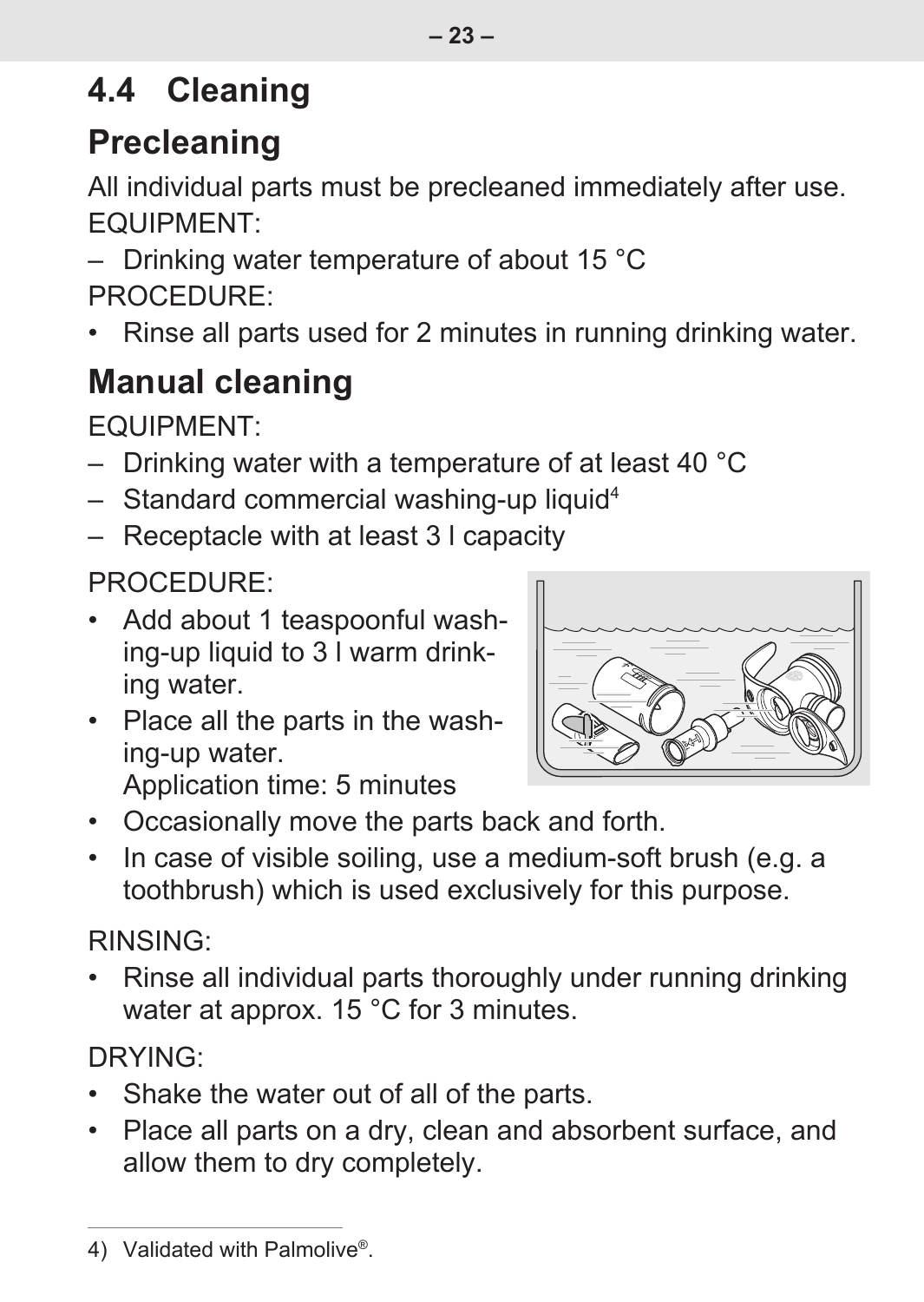## 4.4 Cleaning

### Precleaning

All individual parts must be precleaned immediately after use.

EQUIPMENT:

– Drinking water temperature of about 15 °C

PROCEDURE:

- Rinse all parts used for 2 minutes in running drinking water.

### Manual cleaning

EQUIPMENT:

– Drinking water with a temperature of at least 40 °C
– Standard commercial washing-up liquid[4]
– Receptacle with at least 3 l capacity

PROCEDURE:

- Add about 1 teaspoonful washing-up liquid to 3 l warm drinking water.
- Place all the parts in the washing-up water.
  Application time: 5 minutes
- Occasionally move the parts back and forth.
- In case of visible soiling, use a medium-soft brush (e.g. a toothbrush) which is used exclusively for this purpose.

RINSING:

- Rinse all individual parts thoroughly under running drinking water at approx. 15 °C for 3 minutes.

DRYING:

- Shake the water out of all of the parts.
- Place all parts on a dry, clean and absorbent surface, and allow them to dry completely.

---

4) Validated with Palmolive®.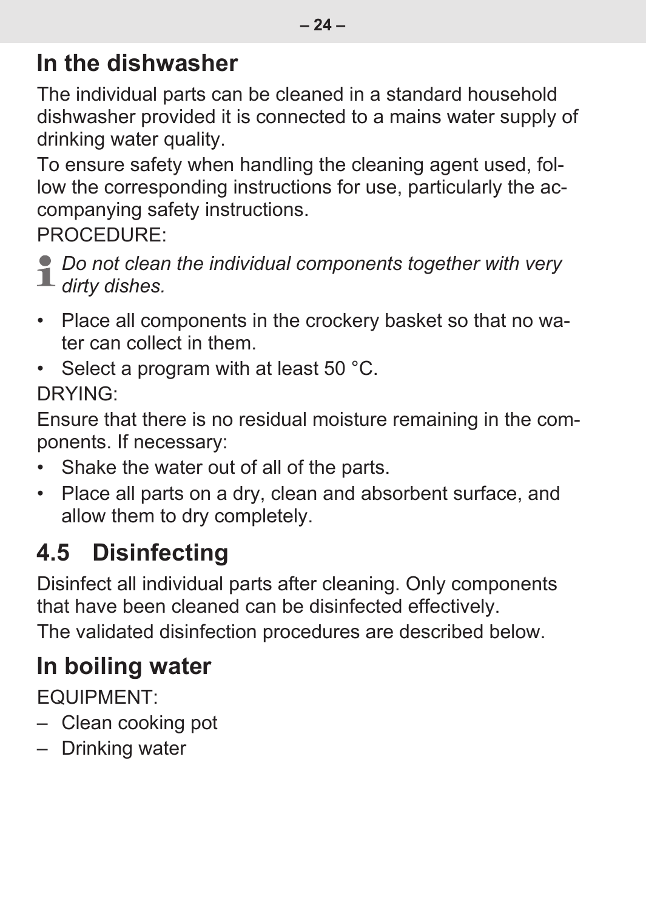## In the dishwasher

The individual parts can be cleaned in a standard household dishwasher provided it is connected to a mains water supply of drinking water quality.

To ensure safety when handling the cleaning agent used, follow the corresponding instructions for use, particularly the accompanying safety instructions.

PROCEDURE:

*Do not clean the individual components together with very dirty dishes.*

- Place all components in the crockery basket so that no water can collect in them.
- Select a program with at least 50 °C.

DRYING:

Ensure that there is no residual moisture remaining in the components. If necessary:

- Shake the water out of all of the parts.
- Place all parts on a dry, clean and absorbent surface, and allow them to dry completely.

## 4.5 Disinfecting

Disinfect all individual parts after cleaning. Only components that have been cleaned can be disinfected effectively.

The validated disinfection procedures are described below.

## In boiling water

EQUIPMENT:

– Clean cooking pot
– Drinking water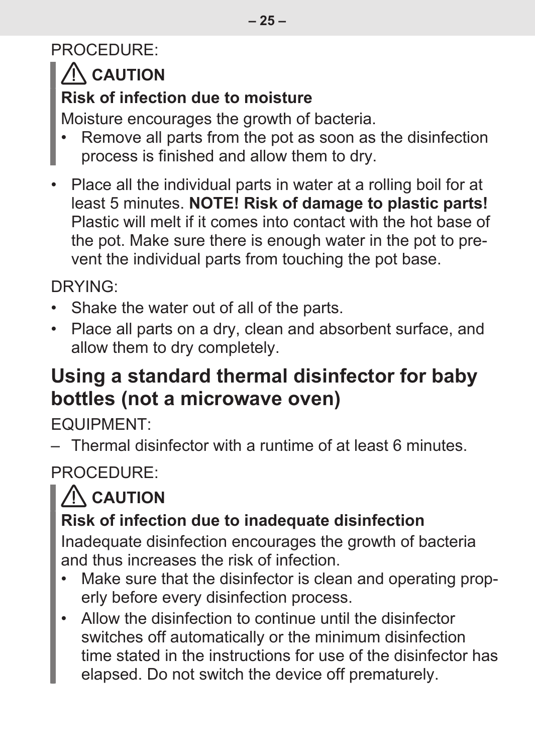PROCEDURE:

> ⚠ **CAUTION**
>
> **Risk of infection due to moisture**
>
> Moisture encourages the growth of bacteria.
> - Remove all parts from the pot as soon as the disinfection process is finished and allow them to dry.

- Place all the individual parts in water at a rolling boil for at least 5 minutes. **NOTE! Risk of damage to plastic parts!** Plastic will melt if it comes into contact with the hot base of the pot. Make sure there is enough water in the pot to prevent the individual parts from touching the pot base.

DRYING:

- Shake the water out of all of the parts.
- Place all parts on a dry, clean and absorbent surface, and allow them to dry completely.

## Using a standard thermal disinfector for baby bottles (not a microwave oven)

EQUIPMENT:

– Thermal disinfector with a runtime of at least 6 minutes.

PROCEDURE:

> ⚠ **CAUTION**
>
> **Risk of infection due to inadequate disinfection**
>
> Inadequate disinfection encourages the growth of bacteria and thus increases the risk of infection.
> - Make sure that the disinfector is clean and operating properly before every disinfection process.
> - Allow the disinfection to continue until the disinfector switches off automatically or the minimum disinfection time stated in the instructions for use of the disinfector has elapsed. Do not switch the device off prematurely.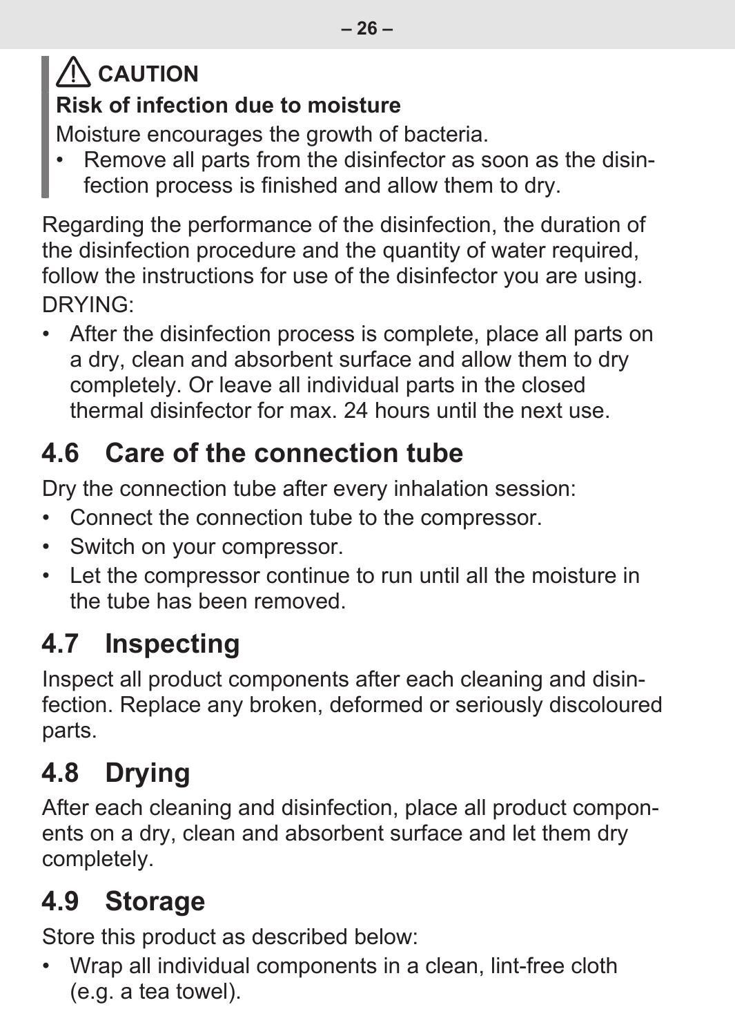**⚠ CAUTION**

**Risk of infection due to moisture**

Moisture encourages the growth of bacteria.

- Remove all parts from the disinfector as soon as the disinfection process is finished and allow them to dry.

Regarding the performance of the disinfection, the duration of the disinfection procedure and the quantity of water required, follow the instructions for use of the disinfector you are using.

DRYING:

- After the disinfection process is complete, place all parts on a dry, clean and absorbent surface and allow them to dry completely. Or leave all individual parts in the closed thermal disinfector for max. 24 hours until the next use.

## 4.6 Care of the connection tube

Dry the connection tube after every inhalation session:

- Connect the connection tube to the compressor.
- Switch on your compressor.
- Let the compressor continue to run until all the moisture in the tube has been removed.

## 4.7 Inspecting

Inspect all product components after each cleaning and disinfection. Replace any broken, deformed or seriously discoloured parts.

## 4.8 Drying

After each cleaning and disinfection, place all product components on a dry, clean and absorbent surface and let them dry completely.

## 4.9 Storage

Store this product as described below:

- Wrap all individual components in a clean, lint-free cloth (e.g. a tea towel).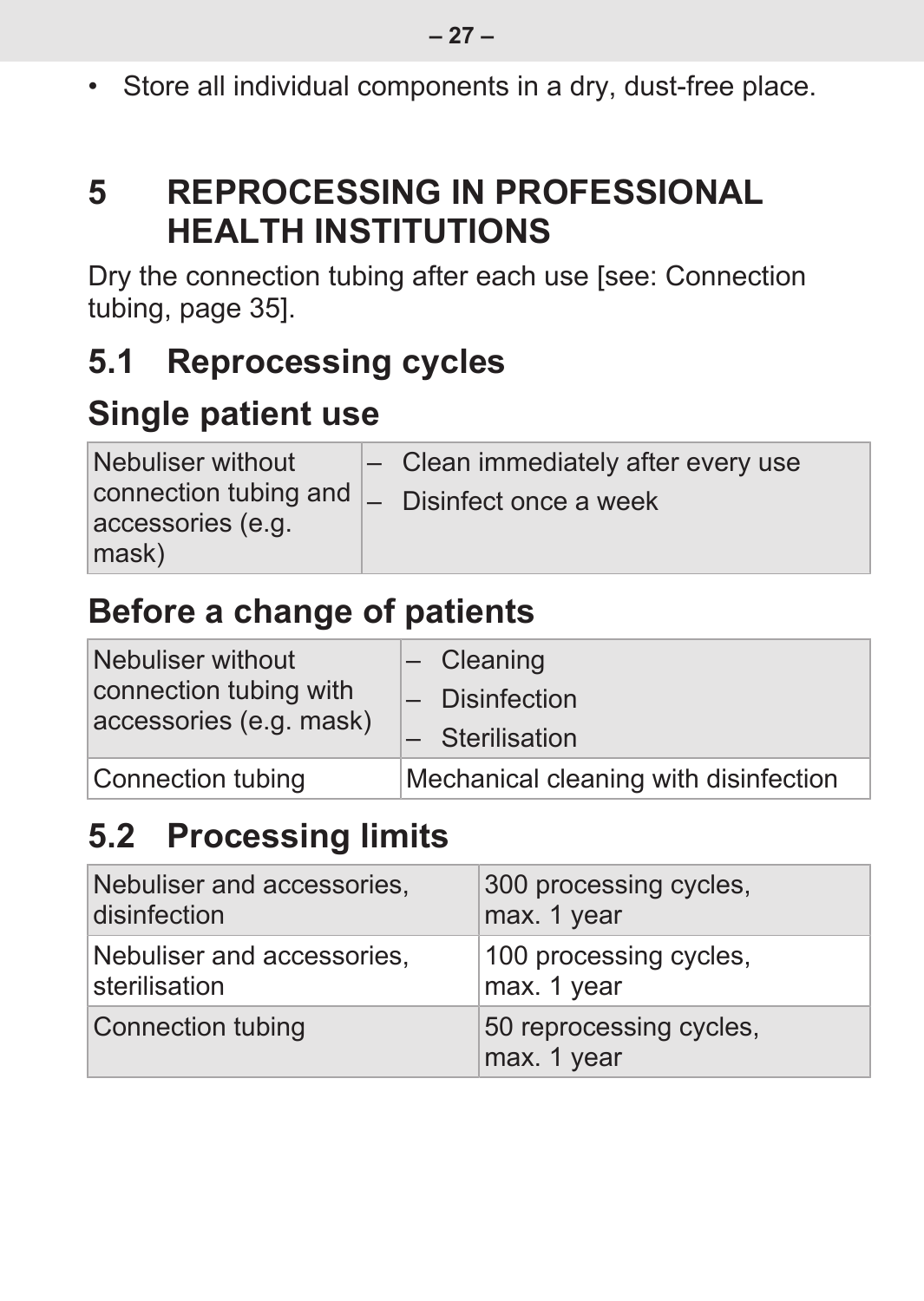- Store all individual components in a dry, dust-free place.

# 5 REPROCESSING IN PROFESSIONAL HEALTH INSTITUTIONS

Dry the connection tubing after each use [see: Connection tubing, page 35].

## 5.1 Reprocessing cycles

### Single patient use

| | |
|---|---|
| Nebuliser without connection tubing and accessories (e.g. mask) | – Clean immediately after every use<br>– Disinfect once a week |

### Before a change of patients

| | |
|---|---|
| Nebuliser without connection tubing with accessories (e.g. mask) | – Cleaning<br>– Disinfection<br>– Sterilisation |
| Connection tubing | Mechanical cleaning with disinfection |

## 5.2 Processing limits

| | |
|---|---|
| Nebuliser and accessories, disinfection | 300 processing cycles, max. 1 year |
| Nebuliser and accessories, sterilisation | 100 processing cycles, max. 1 year |
| Connection tubing | 50 reprocessing cycles, max. 1 year |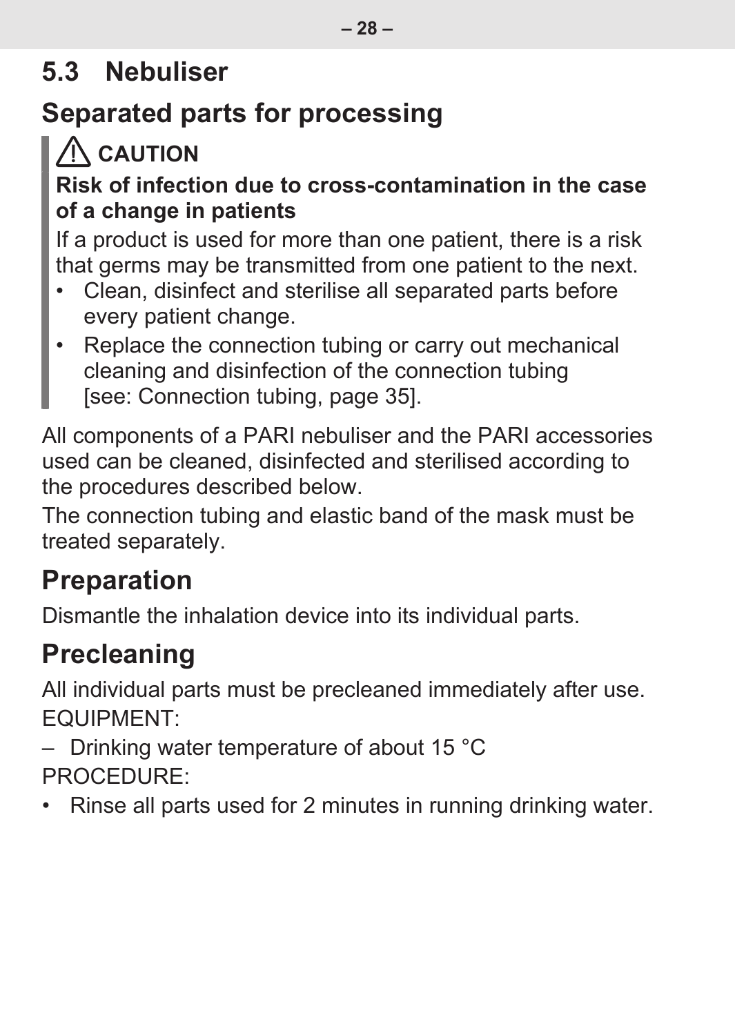## 5.3 Nebuliser

## Separated parts for processing

> ⚠ **CAUTION**
>
> **Risk of infection due to cross-contamination in the case of a change in patients**
>
> If a product is used for more than one patient, there is a risk that germs may be transmitted from one patient to the next.
>
> - Clean, disinfect and sterilise all separated parts before every patient change.
> - Replace the connection tubing or carry out mechanical cleaning and disinfection of the connection tubing [see: Connection tubing, page 35].

All components of a PARI nebuliser and the PARI accessories used can be cleaned, disinfected and sterilised according to the procedures described below.

The connection tubing and elastic band of the mask must be treated separately.

## Preparation

Dismantle the inhalation device into its individual parts.

## Precleaning

All individual parts must be precleaned immediately after use.

EQUIPMENT:

– Drinking water temperature of about 15 °C

PROCEDURE:

- Rinse all parts used for 2 minutes in running drinking water.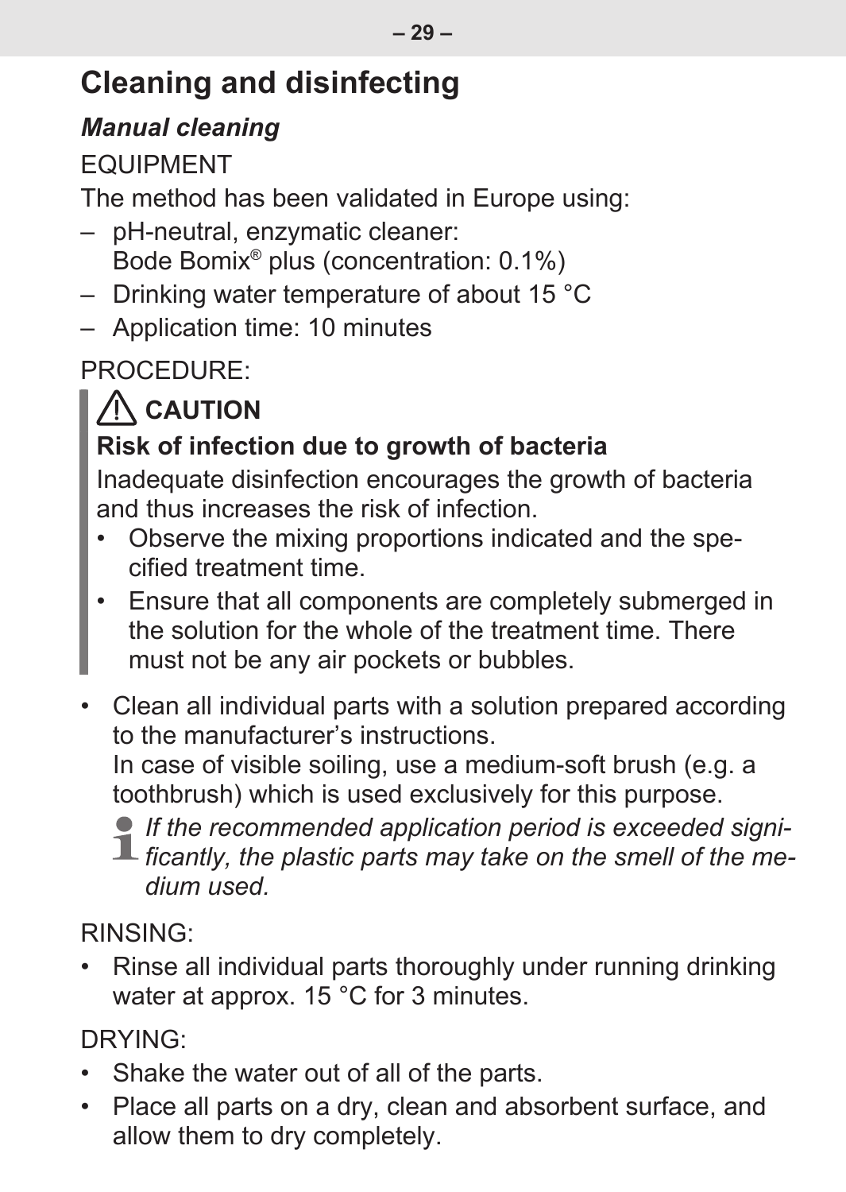## Cleaning and disinfecting

### *Manual cleaning*

EQUIPMENT

The method has been validated in Europe using:

– pH-neutral, enzymatic cleaner: Bode Bomix® plus (concentration: 0.1%)
– Drinking water temperature of about 15 °C
– Application time: 10 minutes

PROCEDURE:

> ⚠ **CAUTION**
>
> **Risk of infection due to growth of bacteria**
>
> Inadequate disinfection encourages the growth of bacteria and thus increases the risk of infection.
>
> - Observe the mixing proportions indicated and the specified treatment time.
> - Ensure that all components are completely submerged in the solution for the whole of the treatment time. There must not be any air pockets or bubbles.

- Clean all individual parts with a solution prepared according to the manufacturer's instructions.
  In case of visible soiling, use a medium-soft brush (e.g. a toothbrush) which is used exclusively for this purpose.

  *If the recommended application period is exceeded significantly, the plastic parts may take on the smell of the medium used.*

RINSING:

- Rinse all individual parts thoroughly under running drinking water at approx. 15 °C for 3 minutes.

DRYING:

- Shake the water out of all of the parts.
- Place all parts on a dry, clean and absorbent surface, and allow them to dry completely.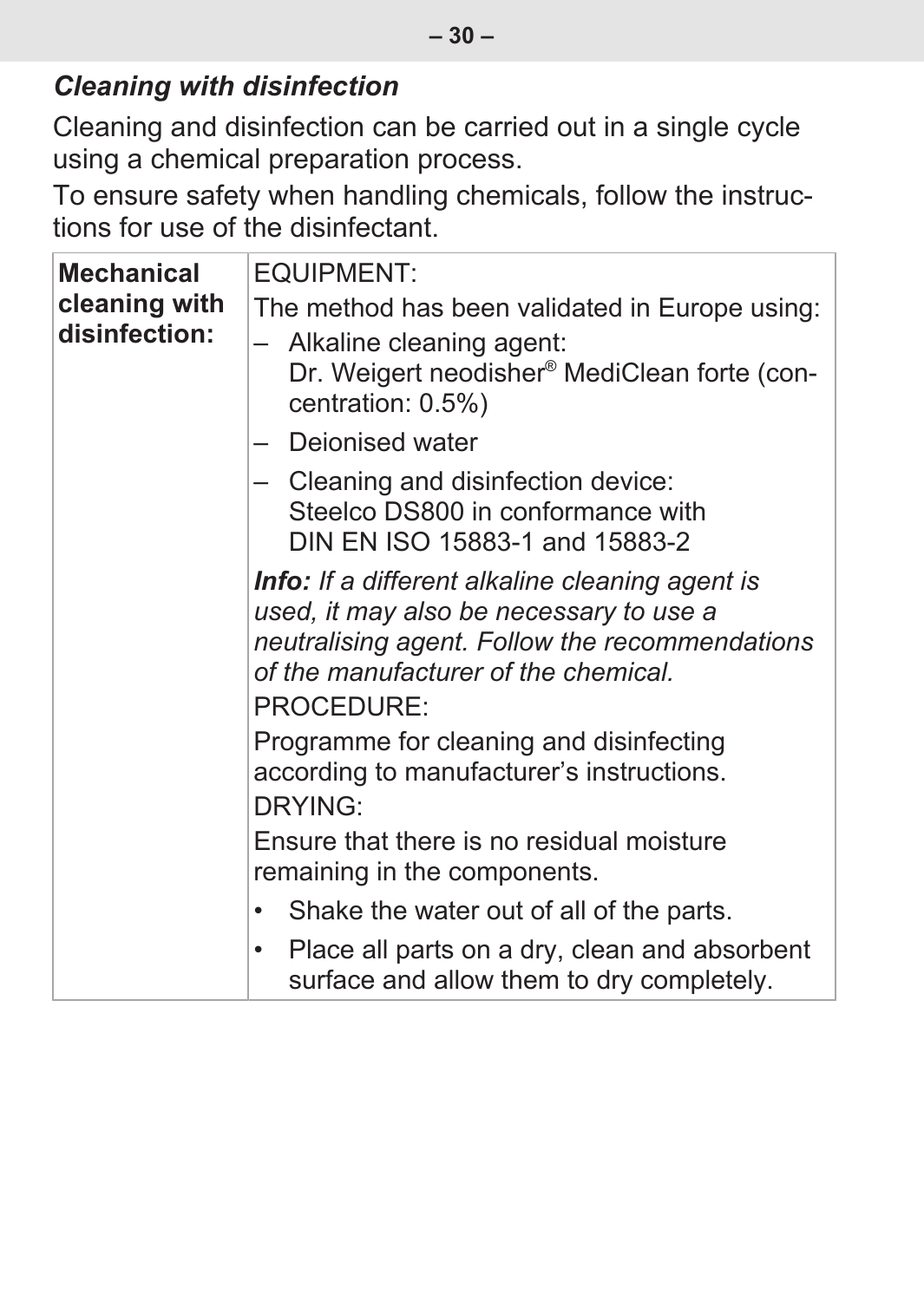### *Cleaning with disinfection*

Cleaning and disinfection can be carried out in a single cycle using a chemical preparation process.

To ensure safety when handling chemicals, follow the instructions for use of the disinfectant.

| | |
|---|---|
| **Mechanical cleaning with disinfection:** | EQUIPMENT:<br>The method has been validated in Europe using:<br>– Alkaline cleaning agent: Dr. Weigert neodisher® MediClean forte (concentration: 0.5%)<br>– Deionised water<br>– Cleaning and disinfection device: Steelco DS800 in conformance with DIN EN ISO 15883-1 and 15883-2<br>***Info:*** *If a different alkaline cleaning agent is used, it may also be necessary to use a neutralising agent. Follow the recommendations of the manufacturer of the chemical.*<br>PROCEDURE:<br>Programme for cleaning and disinfecting according to manufacturer's instructions.<br>DRYING:<br>Ensure that there is no residual moisture remaining in the components.<br>• Shake the water out of all of the parts.<br>• Place all parts on a dry, clean and absorbent surface and allow them to dry completely. |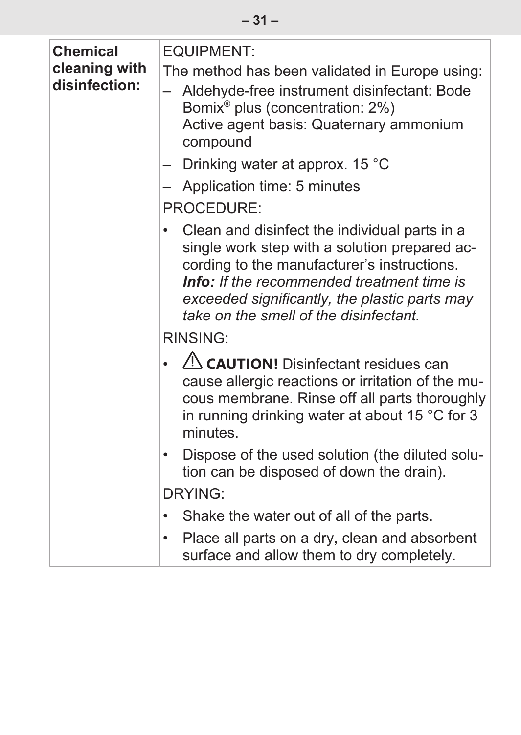| **Chemical cleaning with disinfection:** | EQUIPMENT:<br>The method has been validated in Europe using:<br>– Aldehyde-free instrument disinfectant: Bode Bomix® plus (concentration: 2%)<br>Active agent basis: Quaternary ammonium compound<br>– Drinking water at approx. 15 °C<br>– Application time: 5 minutes<br>PROCEDURE:<br>• Clean and disinfect the individual parts in a single work step with a solution prepared according to the manufacturer's instructions.<br>***Info:*** *If the recommended treatment time is exceeded significantly, the plastic parts may take on the smell of the disinfectant.*<br>RINSING:<br>• ⚠ **CAUTION!** Disinfectant residues can cause allergic reactions or irritation of the mucous membrane. Rinse off all parts thoroughly in running drinking water at about 15 °C for 3 minutes.<br>• Dispose of the used solution (the diluted solution can be disposed of down the drain).<br>DRYING:<br>• Shake the water out of all of the parts.<br>• Place all parts on a dry, clean and absorbent surface and allow them to dry completely. |
|---|---|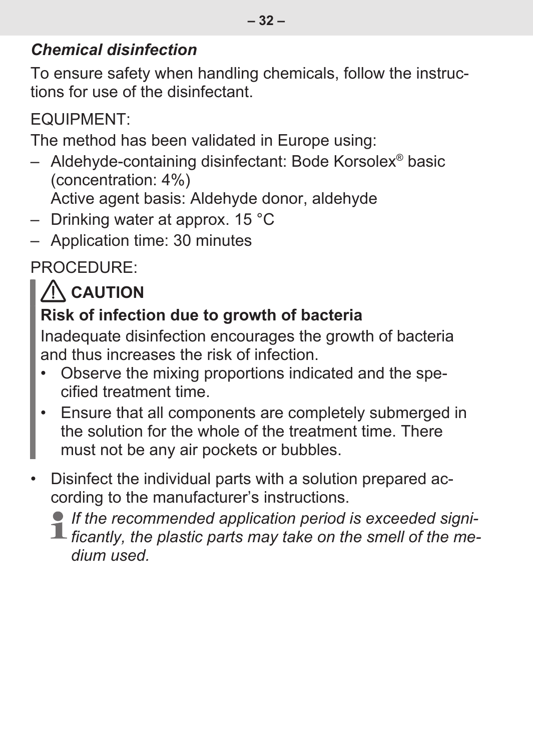### *Chemical disinfection*

To ensure safety when handling chemicals, follow the instructions for use of the disinfectant.

EQUIPMENT:

The method has been validated in Europe using:

– Aldehyde-containing disinfectant: Bode Korsolex® basic (concentration: 4%)
  Active agent basis: Aldehyde donor, aldehyde
– Drinking water at approx. 15 °C
– Application time: 30 minutes

PROCEDURE:

> ⚠ **CAUTION**
>
> **Risk of infection due to growth of bacteria**
>
> Inadequate disinfection encourages the growth of bacteria and thus increases the risk of infection.
>
> - Observe the mixing proportions indicated and the specified treatment time.
> - Ensure that all components are completely submerged in the solution for the whole of the treatment time. There must not be any air pockets or bubbles.

- Disinfect the individual parts with a solution prepared according to the manufacturer's instructions.

  *If the recommended application period is exceeded significantly, the plastic parts may take on the smell of the medium used.*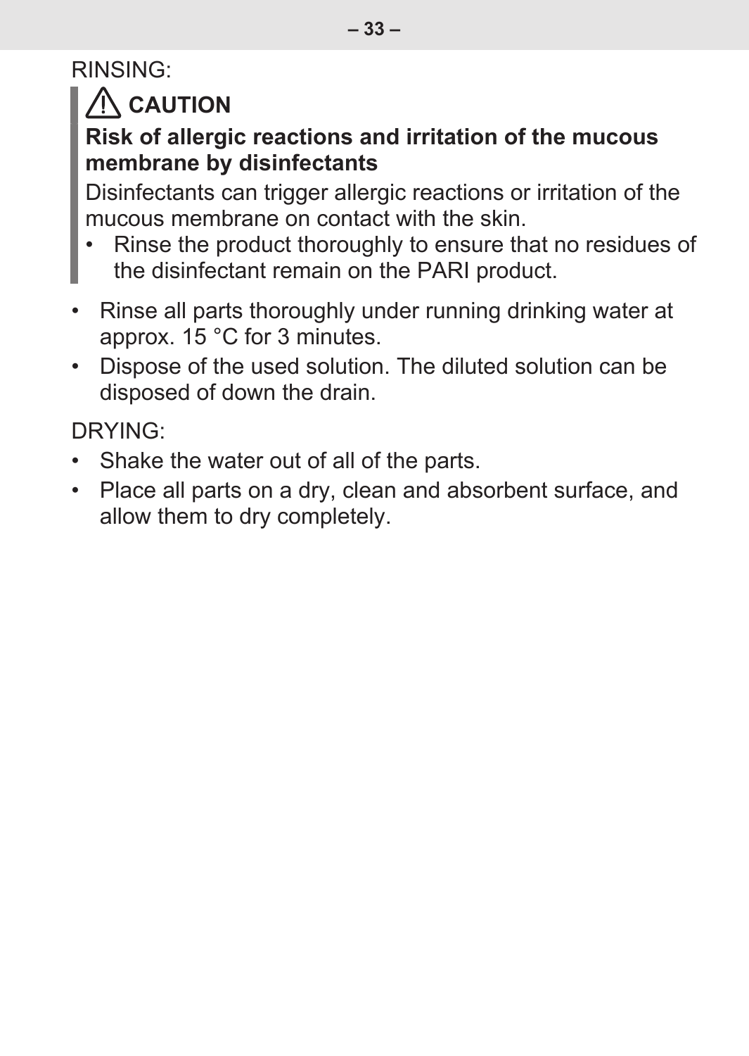RINSING:

> ⚠ **CAUTION**
>
> **Risk of allergic reactions and irritation of the mucous membrane by disinfectants**
>
> Disinfectants can trigger allergic reactions or irritation of the mucous membrane on contact with the skin.
>
> - Rinse the product thoroughly to ensure that no residues of the disinfectant remain on the PARI product.

- Rinse all parts thoroughly under running drinking water at approx. 15 °C for 3 minutes.
- Dispose of the used solution. The diluted solution can be disposed of down the drain.

DRYING:

- Shake the water out of all of the parts.
- Place all parts on a dry, clean and absorbent surface, and allow them to dry completely.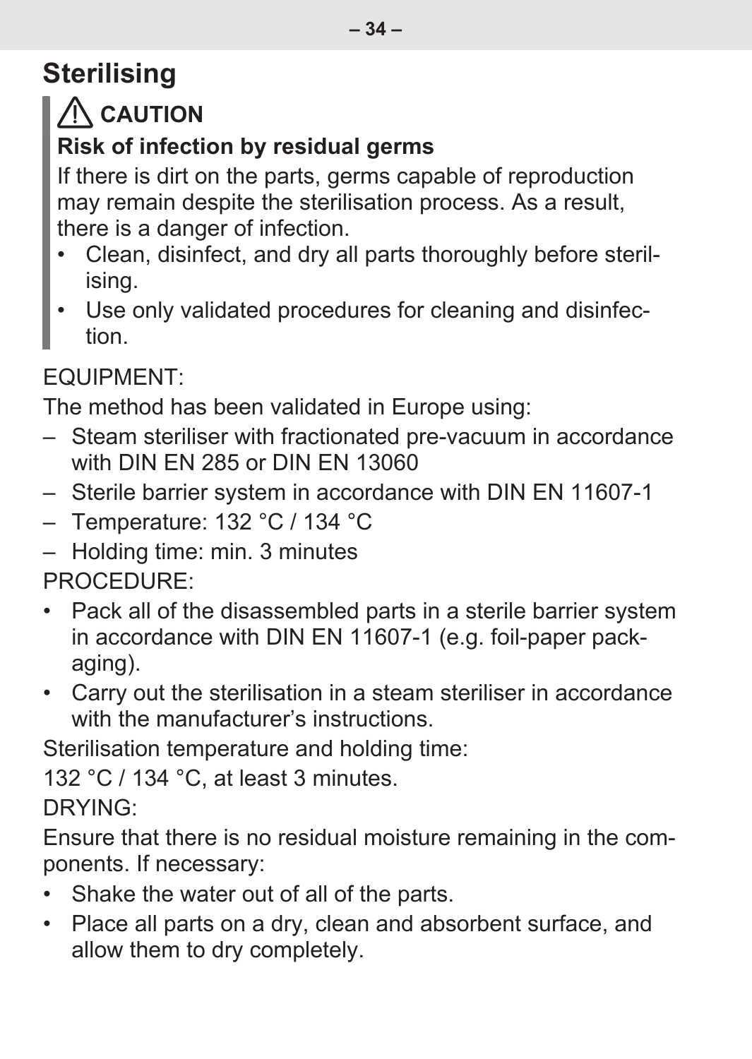## Sterilising

> ⚠ **CAUTION**
>
> **Risk of infection by residual germs**
>
> If there is dirt on the parts, germs capable of reproduction may remain despite the sterilisation process. As a result, there is a danger of infection.
>
> - Clean, disinfect, and dry all parts thoroughly before sterilising.
> - Use only validated procedures for cleaning and disinfection.

EQUIPMENT:

The method has been validated in Europe using:

- Steam steriliser with fractionated pre-vacuum in accordance with DIN EN 285 or DIN EN 13060
- Sterile barrier system in accordance with DIN EN 11607-1
- Temperature: 132 °C / 134 °C
- Holding time: min. 3 minutes

PROCEDURE:

- Pack all of the disassembled parts in a sterile barrier system in accordance with DIN EN 11607-1 (e.g. foil-paper packaging).
- Carry out the sterilisation in a steam steriliser in accordance with the manufacturer's instructions.

Sterilisation temperature and holding time:

132 °C / 134 °C, at least 3 minutes.

DRYING:

Ensure that there is no residual moisture remaining in the components. If necessary:

- Shake the water out of all of the parts.
- Place all parts on a dry, clean and absorbent surface, and allow them to dry completely.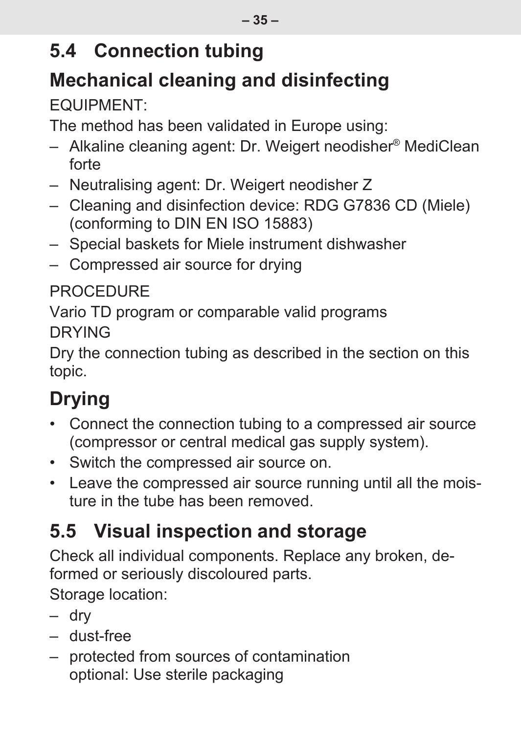## 5.4 Connection tubing

## Mechanical cleaning and disinfecting

EQUIPMENT:

The method has been validated in Europe using:

- Alkaline cleaning agent: Dr. Weigert neodisher® MediClean forte
- Neutralising agent: Dr. Weigert neodisher Z
- Cleaning and disinfection device: RDG G7836 CD (Miele) (conforming to DIN EN ISO 15883)
- Special baskets for Miele instrument dishwasher
- Compressed air source for drying

PROCEDURE

Vario TD program or comparable valid programs

DRYING

Dry the connection tubing as described in the section on this topic.

## Drying

- Connect the connection tubing to a compressed air source (compressor or central medical gas supply system).
- Switch the compressed air source on.
- Leave the compressed air source running until all the moisture in the tube has been removed.

## 5.5 Visual inspection and storage

Check all individual components. Replace any broken, deformed or seriously discoloured parts.

Storage location:

- dry
- dust-free
- protected from sources of contamination
  optional: Use sterile packaging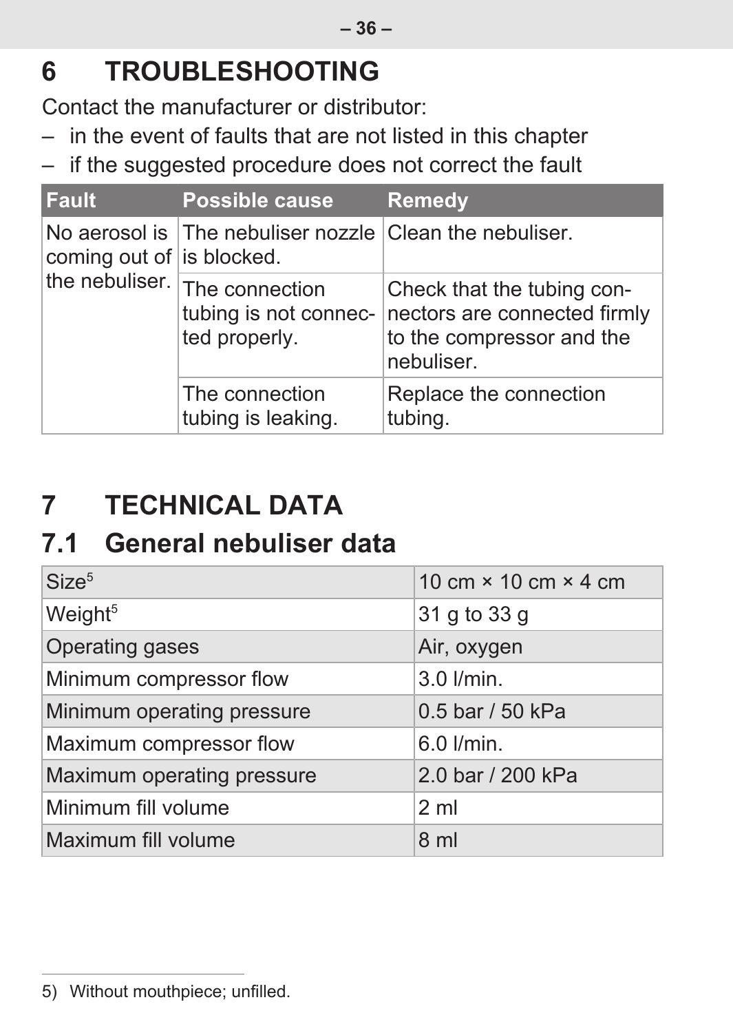# 6 TROUBLESHOOTING

Contact the manufacturer or distributor:

– in the event of faults that are not listed in this chapter
– if the suggested procedure does not correct the fault

| Fault | Possible cause | Remedy |
| --- | --- | --- |
| No aerosol is coming out of the nebuliser. | The nebuliser nozzle is blocked. | Clean the nebuliser. |
| | The connection tubing is not connected properly. | Check that the tubing connectors are connected firmly to the compressor and the nebuliser. |
| | The connection tubing is leaking. | Replace the connection tubing. |

# 7 TECHNICAL DATA

## 7.1 General nebuliser data

| | |
| --- | --- |
| Size[5] | 10 cm × 10 cm × 4 cm |
| Weight[5] | 31 g to 33 g |
| Operating gases | Air, oxygen |
| Minimum compressor flow | 3.0 l/min. |
| Minimum operating pressure | 0.5 bar / 50 kPa |
| Maximum compressor flow | 6.0 l/min. |
| Maximum operating pressure | 2.0 bar / 200 kPa |
| Minimum fill volume | 2 ml |
| Maximum fill volume | 8 ml |

5) Without mouthpiece; unfilled.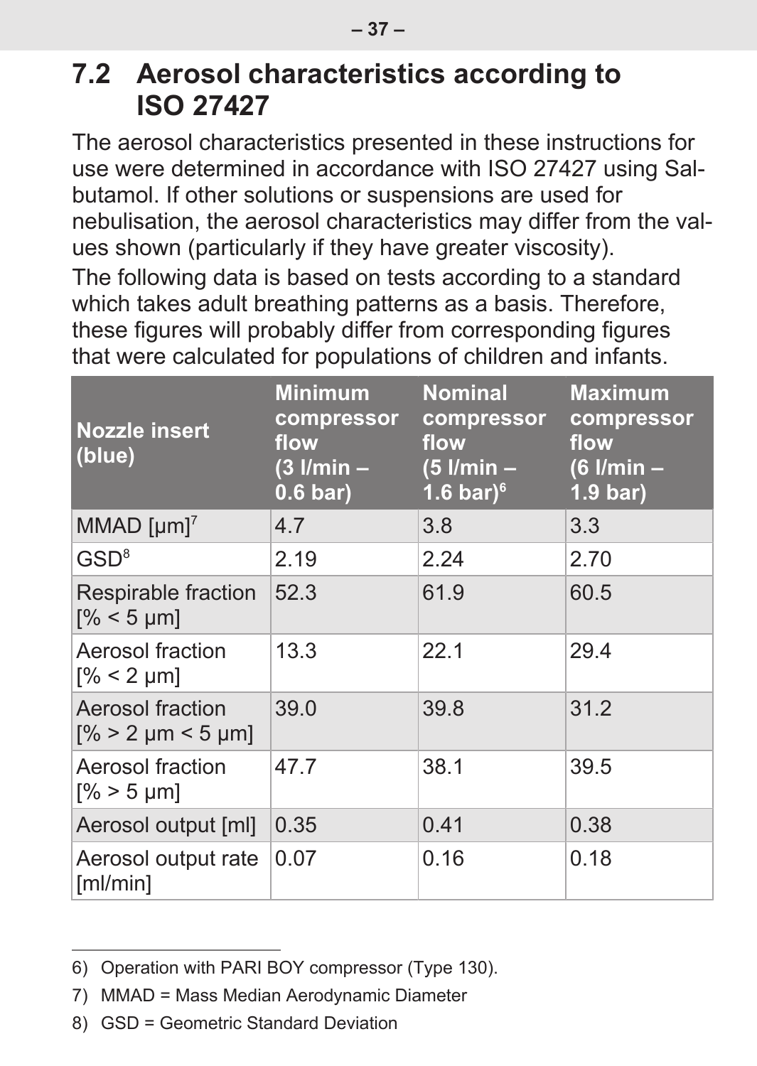## 7.2 Aerosol characteristics according to ISO 27427

The aerosol characteristics presented in these instructions for use were determined in accordance with ISO 27427 using Salbutamol. If other solutions or suspensions are used for nebulisation, the aerosol characteristics may differ from the values shown (particularly if they have greater viscosity).

The following data is based on tests according to a standard which takes adult breathing patterns as a basis. Therefore, these figures will probably differ from corresponding figures that were calculated for populations of children and infants.

| Nozzle insert (blue) | Minimum compressor flow (3 l/min – 0.6 bar) | Nominal compressor flow (5 l/min – 1.6 bar)[6] | Maximum compressor flow (6 l/min – 1.9 bar) |
|---|---|---|---|
| MMAD [µm][7] | 4.7 | 3.8 | 3.3 |
| GSD[8] | 2.19 | 2.24 | 2.70 |
| Respirable fraction [% < 5 µm] | 52.3 | 61.9 | 60.5 |
| Aerosol fraction [% < 2 µm] | 13.3 | 22.1 | 29.4 |
| Aerosol fraction [% > 2 µm < 5 µm] | 39.0 | 39.8 | 31.2 |
| Aerosol fraction [% > 5 µm] | 47.7 | 38.1 | 39.5 |
| Aerosol output [ml] | 0.35 | 0.41 | 0.38 |
| Aerosol output rate [ml/min] | 0.07 | 0.16 | 0.18 |

---

6) Operation with PARI BOY compressor (Type 130).

7) MMAD = Mass Median Aerodynamic Diameter

8) GSD = Geometric Standard Deviation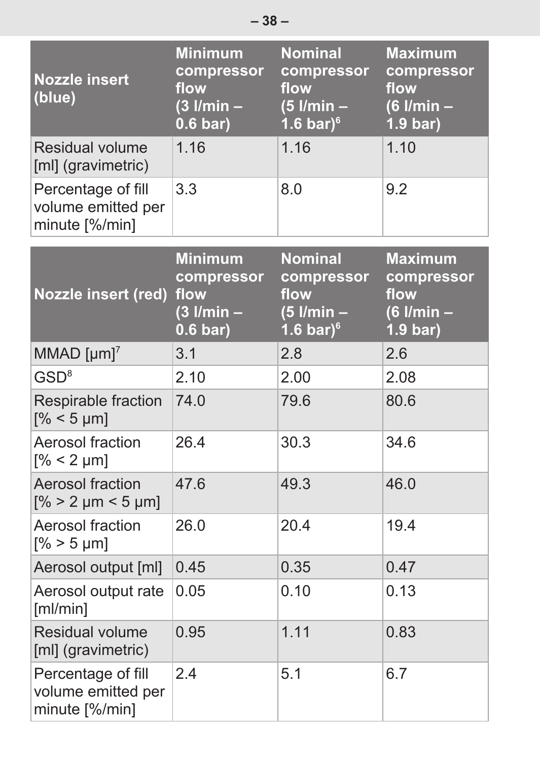| Nozzle insert (blue) | Minimum compressor flow (3 l/min – 0.6 bar) | Nominal compressor flow (5 l/min – 1.6 bar)[6] | Maximum compressor flow (6 l/min – 1.9 bar) |
|---|---|---|---|
| Residual volume [ml] (gravimetric) | 1.16 | 1.16 | 1.10 |
| Percentage of fill volume emitted per minute [%/min] | 3.3 | 8.0 | 9.2 |

| Nozzle insert (red) | Minimum compressor flow (3 l/min – 0.6 bar) | Nominal compressor flow (5 l/min – 1.6 bar)[6] | Maximum compressor flow (6 l/min – 1.9 bar) |
|---|---|---|---|
| MMAD [µm][7] | 3.1 | 2.8 | 2.6 |
| GSD[8] | 2.10 | 2.00 | 2.08 |
| Respirable fraction [% < 5 µm] | 74.0 | 79.6 | 80.6 |
| Aerosol fraction [% < 2 µm] | 26.4 | 30.3 | 34.6 |
| Aerosol fraction [% > 2 µm < 5 µm] | 47.6 | 49.3 | 46.0 |
| Aerosol fraction [% > 5 µm] | 26.0 | 20.4 | 19.4 |
| Aerosol output [ml] | 0.45 | 0.35 | 0.47 |
| Aerosol output rate [ml/min] | 0.05 | 0.10 | 0.13 |
| Residual volume [ml] (gravimetric) | 0.95 | 1.11 | 0.83 |
| Percentage of fill volume emitted per minute [%/min] | 2.4 | 5.1 | 6.7 |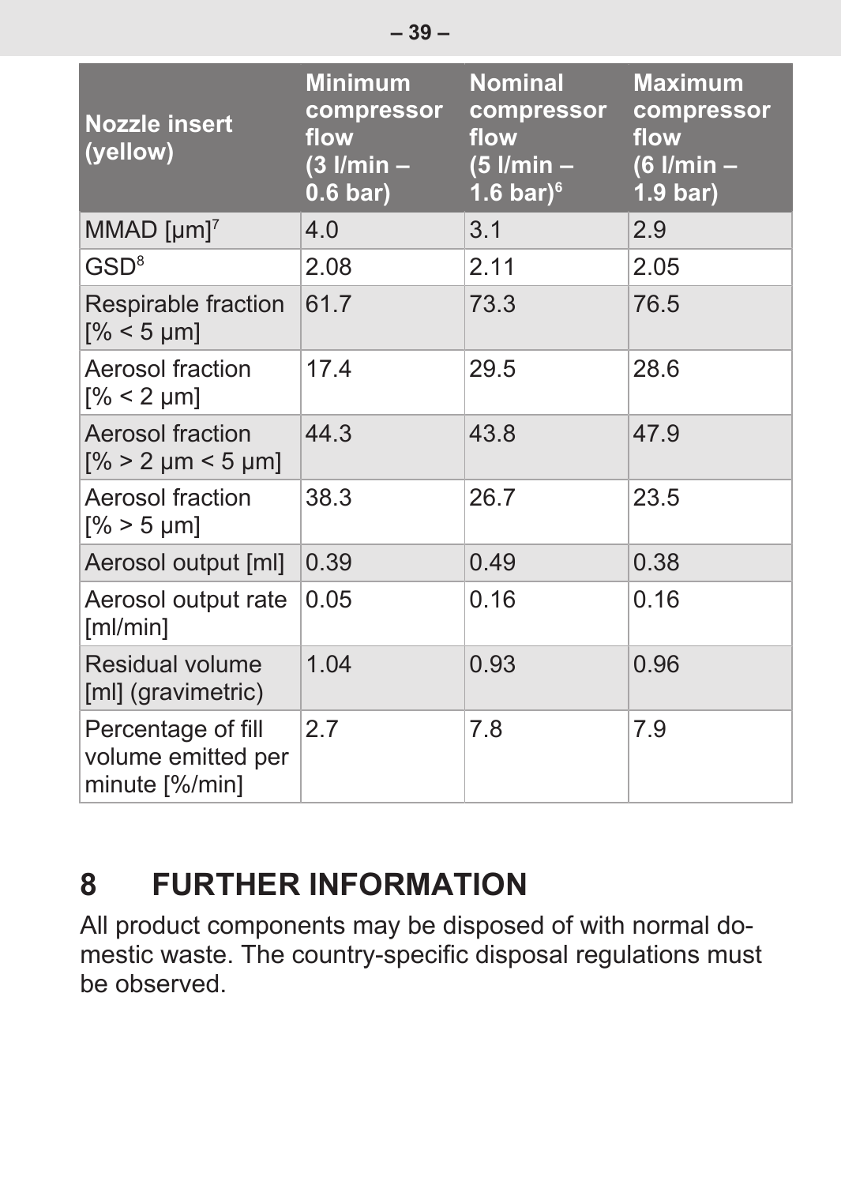| Nozzle insert (yellow) | Minimum compressor flow (3 l/min – 0.6 bar) | Nominal compressor flow (5 l/min – 1.6 bar)[6] | Maximum compressor flow (6 l/min – 1.9 bar) |
|---|---|---|---|
| MMAD [µm][7] | 4.0 | 3.1 | 2.9 |
| GSD[8] | 2.08 | 2.11 | 2.05 |
| Respirable fraction [% < 5 µm] | 61.7 | 73.3 | 76.5 |
| Aerosol fraction [% < 2 µm] | 17.4 | 29.5 | 28.6 |
| Aerosol fraction [% > 2 µm < 5 µm] | 44.3 | 43.8 | 47.9 |
| Aerosol fraction [% > 5 µm] | 38.3 | 26.7 | 23.5 |
| Aerosol output [ml] | 0.39 | 0.49 | 0.38 |
| Aerosol output rate [ml/min] | 0.05 | 0.16 | 0.16 |
| Residual volume [ml] (gravimetric) | 1.04 | 0.93 | 0.96 |
| Percentage of fill volume emitted per minute [%/min] | 2.7 | 7.8 | 7.9 |

# 8 FURTHER INFORMATION

All product components may be disposed of with normal domestic waste. The country-specific disposal regulations must be observed.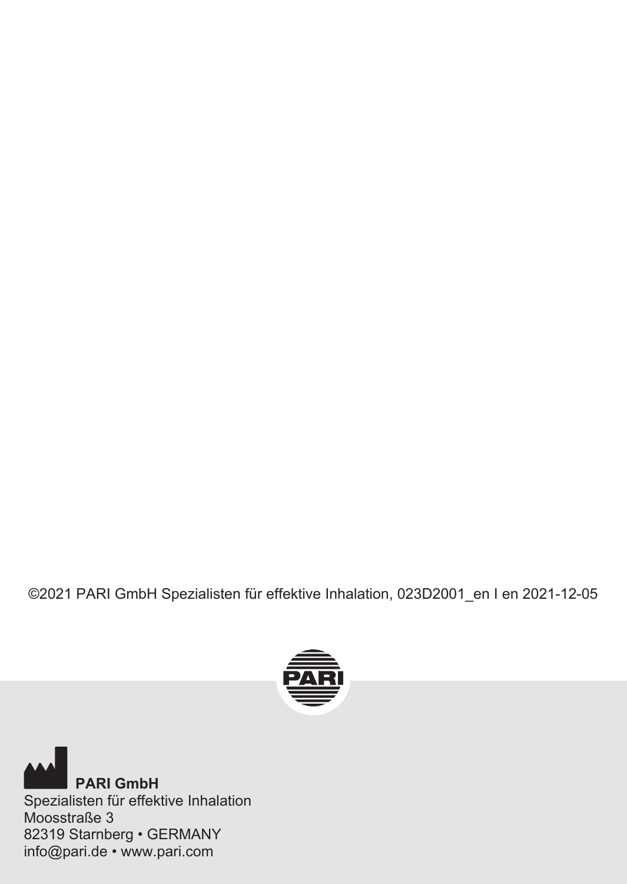©2021 PARI GmbH Spezialisten für effektive Inhalation, 023D2001_en I en 2021-12-05

PARI

**PARI GmbH**
Spezialisten für effektive Inhalation
Moosstraße 3
82319 Starnberg • GERMANY
info@pari.de • www.pari.com